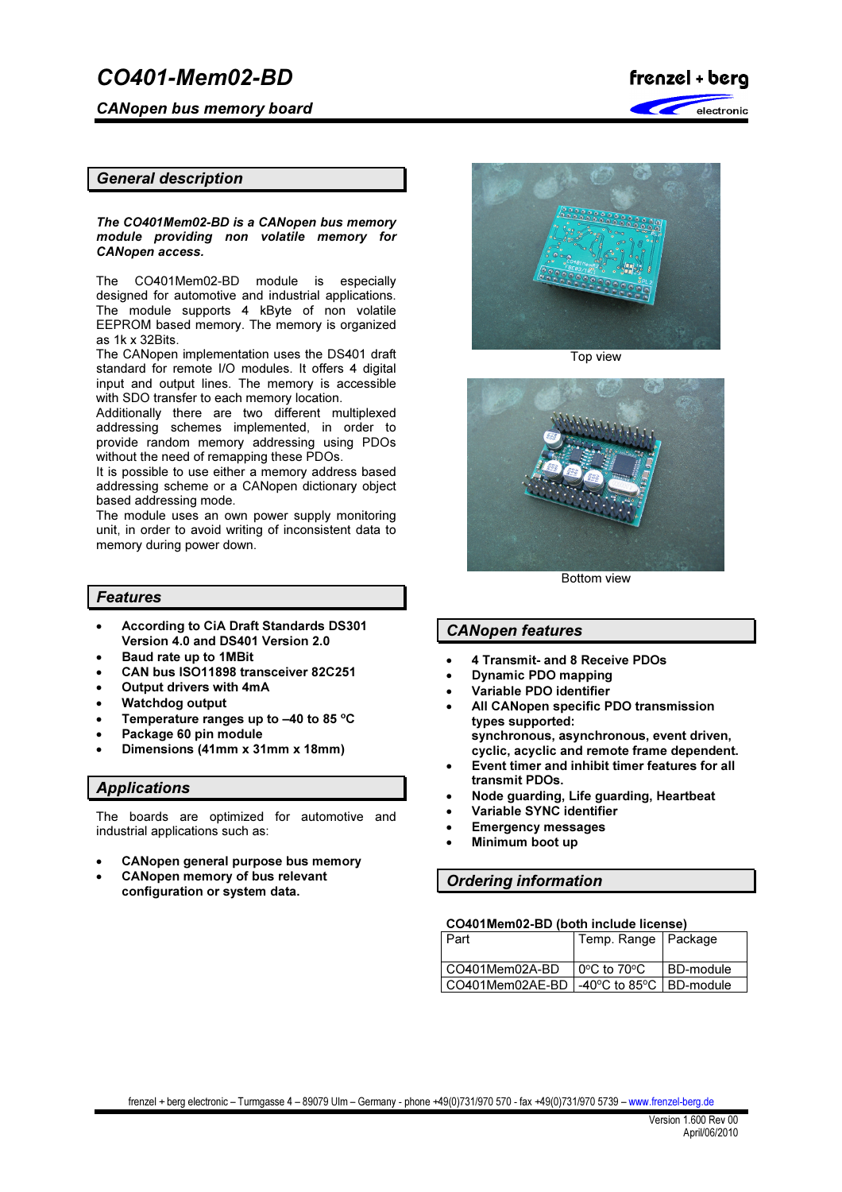# CO401-Mem02-BD

## CANopen bus memory board

## General description

***The CO401Mem02-BD is a CANopen bus memory module providing non volatile memory for CANopen access.***

The CO401Mem02-BD module is especially designed for automotive and industrial applications. The module supports 4 kByte of non volatile EEPROM based memory. The memory is organized as 1k x 32Bits.

The CANopen implementation uses the DS401 draft standard for remote I/O modules. It offers 4 digital input and output lines. The memory is accessible with SDO transfer to each memory location.

Additionally there are two different multiplexed addressing schemes implemented, in order to provide random memory addressing using PDOs without the need of remapping these PDOs.

It is possible to use either a memory address based addressing scheme or a CANopen dictionary object based addressing mode.

The module uses an own power supply monitoring unit, in order to avoid writing of inconsistent data to memory during power down.

Top view

Bottom view

## Features

- **According to CiA Draft Standards DS301 Version 4.0 and DS401 Version 2.0**
- **Baud rate up to 1MBit**
- **CAN bus ISO11898 transceiver 82C251**
- **Output drivers with 4mA**
- **Watchdog output**
- **Temperature ranges up to –40 to 85 ºC**
- **Package 60 pin module**
- **Dimensions (41mm x 31mm x 18mm)**

## Applications

The boards are optimized for automotive and industrial applications such as:

- **CANopen general purpose bus memory**
- **CANopen memory of bus relevant configuration or system data.**

## CANopen features

- **4 Transmit- and 8 Receive PDOs**
- **Dynamic PDO mapping**
- **Variable PDO identifier**
- **All CANopen specific PDO transmission types supported: synchronous, asynchronous, event driven, cyclic, acyclic and remote frame dependent.**
- **Event timer and inhibit timer features for all transmit PDOs.**
- **Node guarding, Life guarding, Heartbeat**
- **Variable SYNC identifier**
- **Emergency messages**
- **Minimum boot up**

## Ordering information

**CO401Mem02-BD (both include license)**

| Part | Temp. Range | Package |
|---|---|---|
| CO401Mem02A-BD | 0ºC to 70ºC | BD-module |
| CO401Mem02AE-BD | -40ºC to 85ºC | BD-module |

frenzel + berg electronic – Turmgasse 4 – 89079 Ulm – Germany - phone +49(0)731/970 570 - fax +49(0)731/970 5739 – www.frenzel-berg.de

Version 1.600 Rev 00
April/06/2010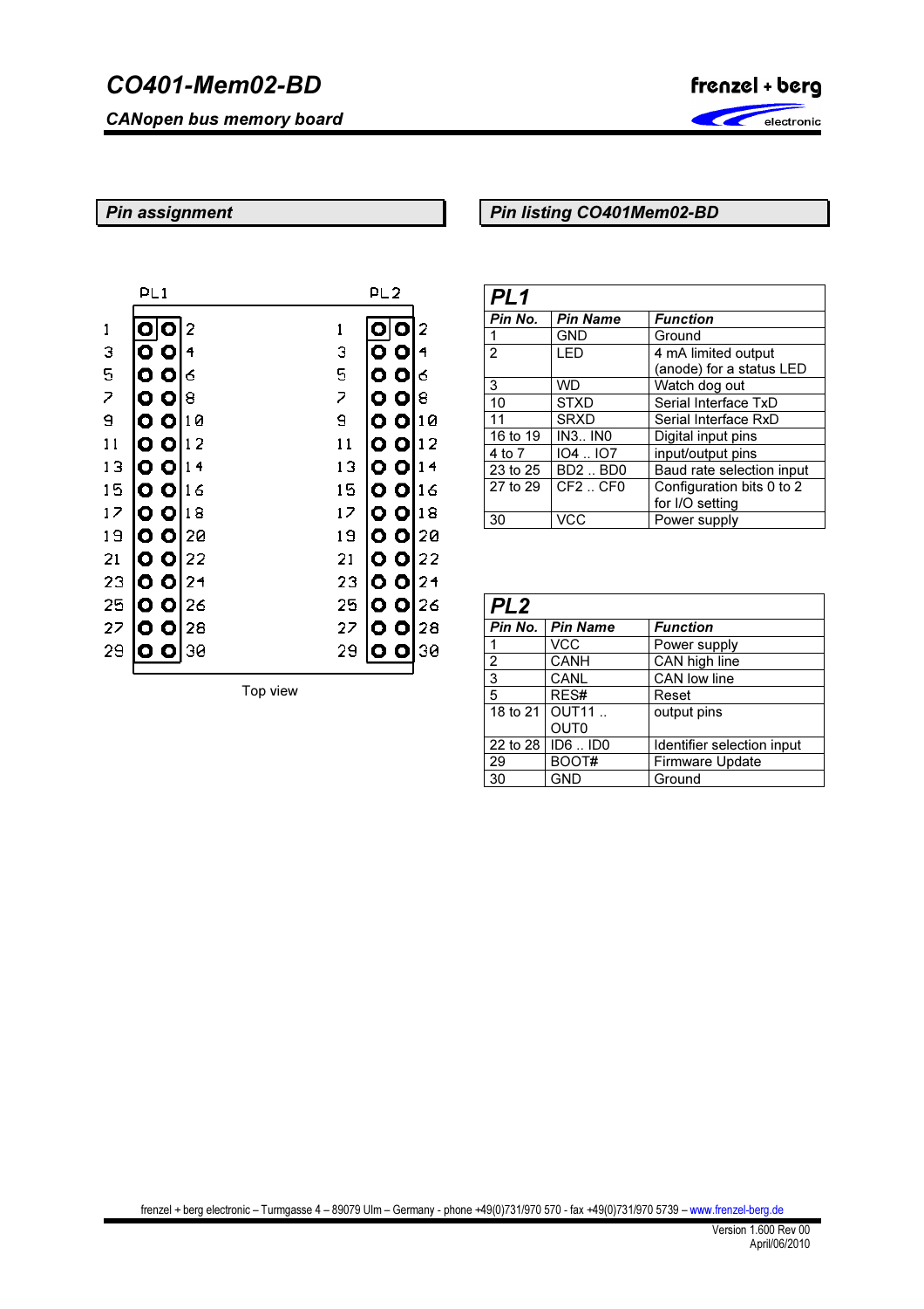## Pin assignment

PL1

| | | | |
|---|---|---|---|
| 1 | O | O | 2 |
| 3 | O | O | 4 |
| 5 | O | O | 6 |
| 7 | O | O | 8 |
| 9 | O | O | 10 |
| 11 | O | O | 12 |
| 13 | O | O | 14 |
| 15 | O | O | 16 |
| 17 | O | O | 18 |
| 19 | O | O | 20 |
| 21 | O | O | 22 |
| 23 | O | O | 24 |
| 25 | O | O | 26 |
| 27 | O | O | 28 |
| 29 | O | O | 30 |

PL2

| | | | |
|---|---|---|---|
| 1 | O | O | 2 |
| 3 | O | O | 4 |
| 5 | O | O | 6 |
| 7 | O | O | 8 |
| 9 | O | O | 10 |
| 11 | O | O | 12 |
| 13 | O | O | 14 |
| 15 | O | O | 16 |
| 17 | O | O | 18 |
| 19 | O | O | 20 |
| 21 | O | O | 22 |
| 23 | O | O | 24 |
| 25 | O | O | 26 |
| 27 | O | O | 28 |
| 29 | O | O | 30 |

Top view

## Pin listing CO401Mem02-BD

**PL1**

| Pin No. | Pin Name | Function |
|---|---|---|
| 1 | GND | Ground |
| 2 | LED | 4 mA limited output (anode) for a status LED |
| 3 | WD | Watch dog out |
| 10 | STXD | Serial Interface TxD |
| 11 | SRXD | Serial Interface RxD |
| 16 to 19 | IN3.. IN0 | Digital input pins |
| 4 to 7 | IO4 .. IO7 | input/output pins |
| 23 to 25 | BD2 .. BD0 | Baud rate selection input |
| 27 to 29 | CF2 .. CF0 | Configuration bits 0 to 2 for I/O setting |
| 30 | VCC | Power supply |

**PL2**

| Pin No. | Pin Name | Function |
|---|---|---|
| 1 | VCC | Power supply |
| 2 | CANH | CAN high line |
| 3 | CANL | CAN low line |
| 5 | RES# | Reset |
| 18 to 21 | OUT11 .. OUT0 | output pins |
| 22 to 28 | ID6 .. ID0 | Identifier selection input |
| 29 | BOOT# | Firmware Update |
| 30 | GND | Ground |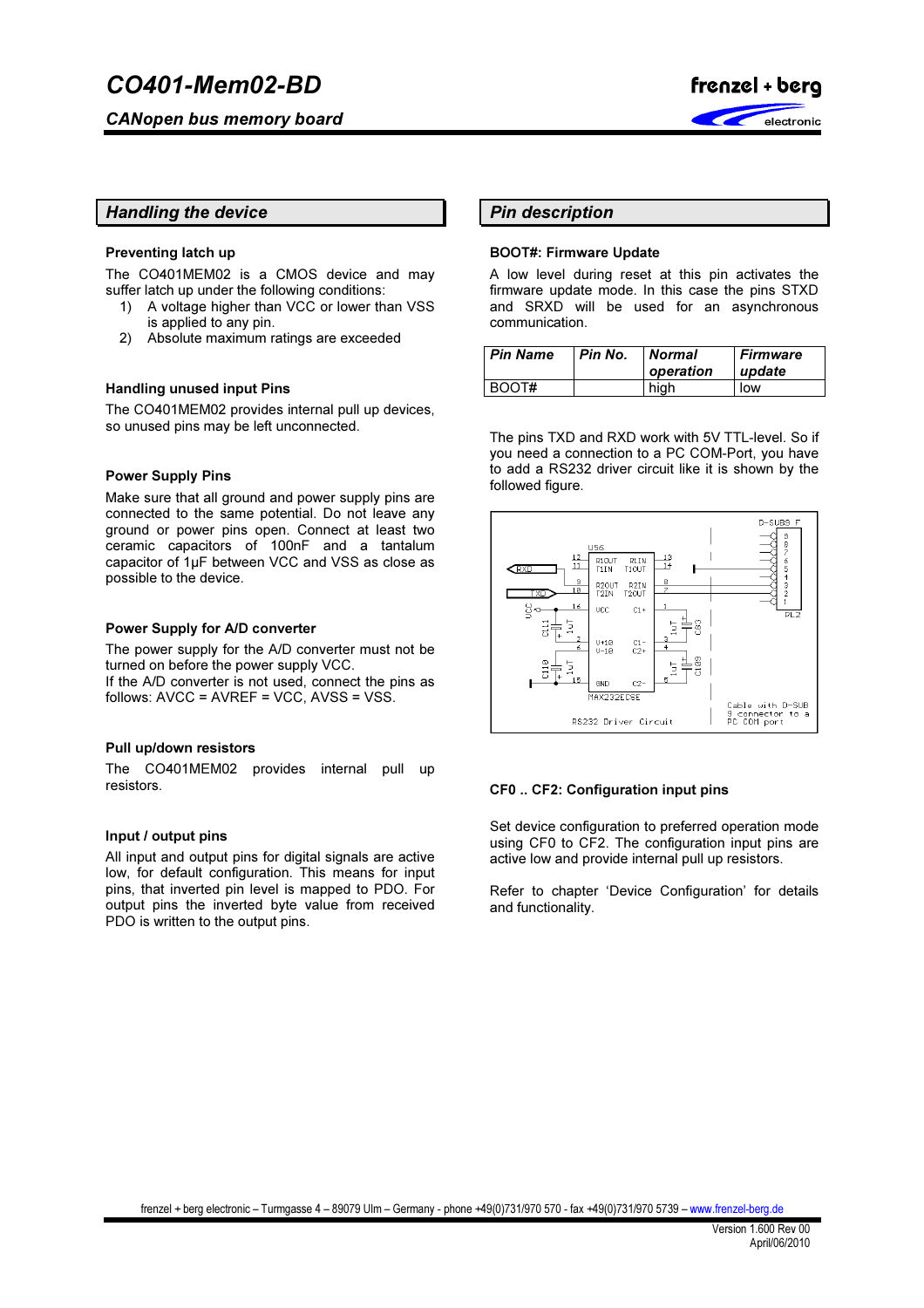## Handling the device

### Preventing latch up

The CO401MEM02 is a CMOS device and may suffer latch up under the following conditions:

1) A voltage higher than VCC or lower than VSS is applied to any pin.
2) Absolute maximum ratings are exceeded

### Handling unused input Pins

The CO401MEM02 provides internal pull up devices, so unused pins may be left unconnected.

### Power Supply Pins

Make sure that all ground and power supply pins are connected to the same potential. Do not leave any ground or power pins open. Connect at least two ceramic capacitors of 100nF and a tantalum capacitor of 1µF between VCC and VSS as close as possible to the device.

### Power Supply for A/D converter

The power supply for the A/D converter must not be turned on before the power supply VCC.
If the A/D converter is not used, connect the pins as follows: AVCC = AVREF = VCC, AVSS = VSS.

### Pull up/down resistors

The CO401MEM02 provides internal pull up resistors.

### Input / output pins

All input and output pins for digital signals are active low, for default configuration. This means for input pins, that inverted pin level is mapped to PDO. For output pins the inverted byte value from received PDO is written to the output pins.

## Pin description

### BOOT#: Firmware Update

A low level during reset at this pin activates the firmware update mode. In this case the pins STXD and SRXD will be used for an asynchronous communication.

| *Pin Name* | *Pin No.* | *Normal operation* | *Firmware update* |
|---|---|---|---|
| BOOT# | | high | low |

The pins TXD and RXD work with 5V TTL-level. So if you need a connection to a PC COM-Port, you have to add a RS232 driver circuit like it is shown by the followed figure.

RS232 Driver Circuit

### CF0 .. CF2: Configuration input pins

Set device configuration to preferred operation mode using CF0 to CF2. The configuration input pins are active low and provide internal pull up resistors.

Refer to chapter 'Device Configuration' for details and functionality.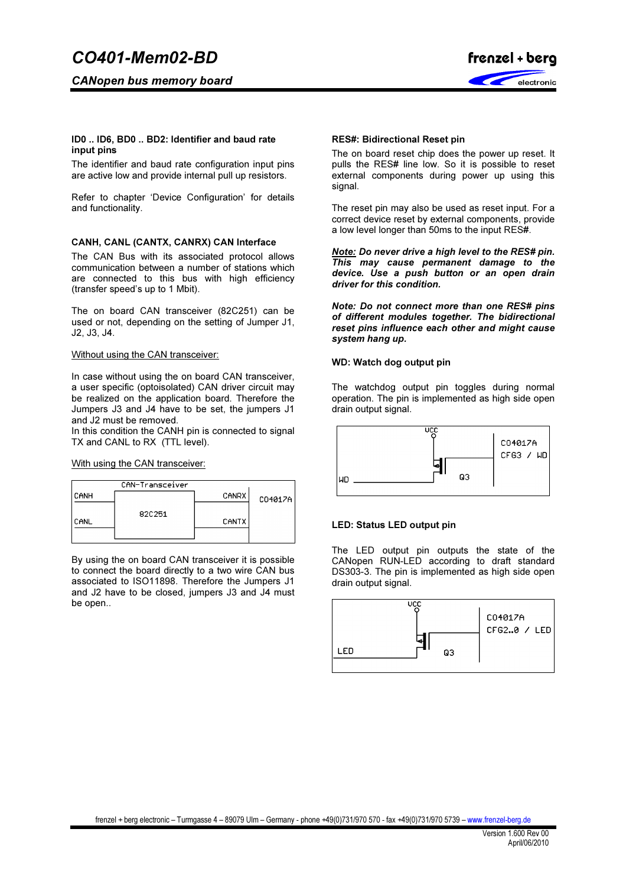**ID0 .. ID6, BD0 .. BD2: Identifier and baud rate input pins**

The identifier and baud rate configuration input pins are active low and provide internal pull up resistors.

Refer to chapter 'Device Configuration' for details and functionality.

**CANH, CANL (CANTX, CANRX) CAN Interface**

The CAN Bus with its associated protocol allows communication between a number of stations which are connected to this bus with high efficiency (transfer speed's up to 1 Mbit).

The on board CAN transceiver (82C251) can be used or not, depending on the setting of Jumper J1, J2, J3, J4.

Without using the CAN transceiver:

In case without using the on board CAN transceiver, a user specific (optoisolated) CAN driver circuit may be realized on the application board. Therefore the Jumpers J3 and J4 have to be set, the jumpers J1 and J2 must be removed.
In this condition the CANH pin is connected to signal TX and CANL to RX (TTL level).

With using the CAN transceiver:

| CAN-Transceiver | | | |
|---|---|---|---|
| CANH | 82C251 | CANRX | CO4017A |
| CANL | | CANTX | |

By using the on board CAN transceiver it is possible to connect the board directly to a two wire CAN bus associated to ISO11898. Therefore the Jumpers J1 and J2 have to be closed, jumpers J3 and J4 must be open..

**RES#: Bidirectional Reset pin**

The on board reset chip does the power up reset. It pulls the RES# line low. So it is possible to reset external components during power up using this signal.

The reset pin may also be used as reset input. For a correct device reset by external components, provide a low level longer than 50ms to the input RES#.

***Note:* *Do never drive a high level to the RES# pin. This may cause permanent damage to the device. Use a push button or an open drain driver for this condition.***

***Note: Do not connect more than one RES# pins of different modules together. The bidirectional reset pins influence each other and might cause system hang up.***

**WD: Watch dog output pin**

The watchdog output pin toggles during normal operation. The pin is implemented as high side open drain output signal.

VCC — Q3 — WD | CO4017A CFG3 / WD

**LED: Status LED output pin**

The LED output pin outputs the state of the CANopen RUN-LED according to draft standard DS303-3. The pin is implemented as high side open drain output signal.

VCC — Q3 — LED | CO4017A CFG2..0 / LED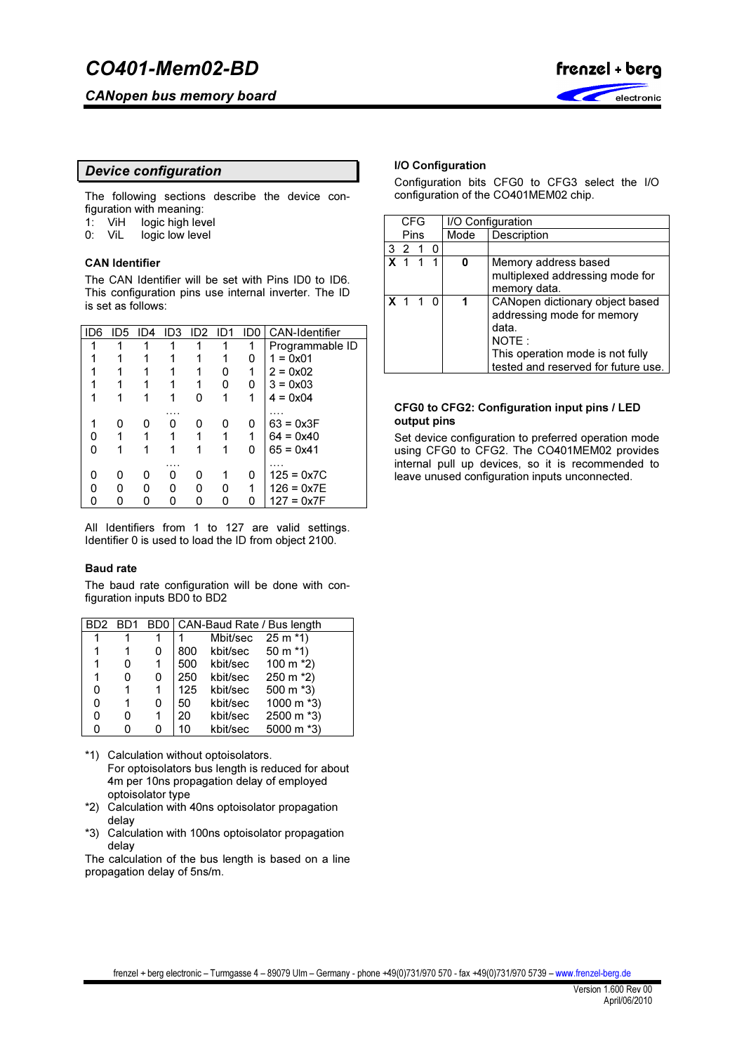## Device configuration

The following sections describe the device configuration with meaning:

1: ViH logic high level
0: ViL logic low level

### CAN Identifier

The CAN Identifier will be set with Pins ID0 to ID6. This configuration pins use internal inverter. The ID is set as follows:

| ID6 | ID5 | ID4 | ID3 | ID2 | ID1 | ID0 | CAN-Identifier |
|---|---|---|---|---|---|---|---|
| 1 | 1 | 1 | 1 | 1 | 1 | 1 | Programmable ID |
| 1 | 1 | 1 | 1 | 1 | 1 | 0 | 1 = 0x01 |
| 1 | 1 | 1 | 1 | 1 | 0 | 1 | 2 = 0x02 |
| 1 | 1 | 1 | 1 | 1 | 0 | 0 | 3 = 0x03 |
| 1 | 1 | 1 | 1 | 0 | 1 | 1 | 4 = 0x04 |
| | | | .... | | | | .... |
| 1 | 0 | 0 | 0 | 0 | 0 | 0 | 63 = 0x3F |
| 0 | 1 | 1 | 1 | 1 | 1 | 1 | 64 = 0x40 |
| 0 | 1 | 1 | 1 | 1 | 1 | 0 | 65 = 0x41 |
| | | | .... | | | | .... |
| 0 | 0 | 0 | 0 | 0 | 1 | 0 | 125 = 0x7C |
| 0 | 0 | 0 | 0 | 0 | 0 | 1 | 126 = 0x7E |
| 0 | 0 | 0 | 0 | 0 | 0 | 0 | 127 = 0x7F |

All Identifiers from 1 to 127 are valid settings. Identifier 0 is used to load the ID from object 2100.

### Baud rate

The baud rate configuration will be done with configuration inputs BD0 to BD2

| BD2 | BD1 | BD0 | CAN-Baud Rate / Bus length | | |
|---|---|---|---|---|---|
| 1 | 1 | 1 | 1 | Mbit/sec | 25 m *1) |
| 1 | 1 | 0 | 800 | kbit/sec | 50 m *1) |
| 1 | 0 | 1 | 500 | kbit/sec | 100 m *2) |
| 1 | 0 | 0 | 250 | kbit/sec | 250 m *2) |
| 0 | 1 | 1 | 125 | kbit/sec | 500 m *3) |
| 0 | 1 | 0 | 50 | kbit/sec | 1000 m *3) |
| 0 | 0 | 1 | 20 | kbit/sec | 2500 m *3) |
| 0 | 0 | 0 | 10 | kbit/sec | 5000 m *3) |

*1) Calculation without optoisolators. For optoisolators bus length is reduced for about 4m per 10ns propagation delay of employed optoisolator type
*2) Calculation with 40ns optoisolator propagation delay
*3) Calculation with 100ns optoisolator propagation delay

The calculation of the bus length is based on a line propagation delay of 5ns/m.

### I/O Configuration

Configuration bits CFG0 to CFG3 select the I/O configuration of the CO401MEM02 chip.

| CFG Pins | I/O Configuration Mode | Description |
|---|---|---|
| 3 2 1 0 | | |
| **X** 1 1 1 | **0** | Memory address based multiplexed addressing mode for memory data. |
| **X** 1 1 0 | **1** | CANopen dictionary object based addressing mode for memory data.<br>NOTE :<br>This operation mode is not fully tested and reserved for future use. |

### CFG0 to CFG2: Configuration input pins / LED output pins

Set device configuration to preferred operation mode using CFG0 to CFG2. The CO401MEM02 provides internal pull up devices, so it is recommended to leave unused configuration inputs unconnected.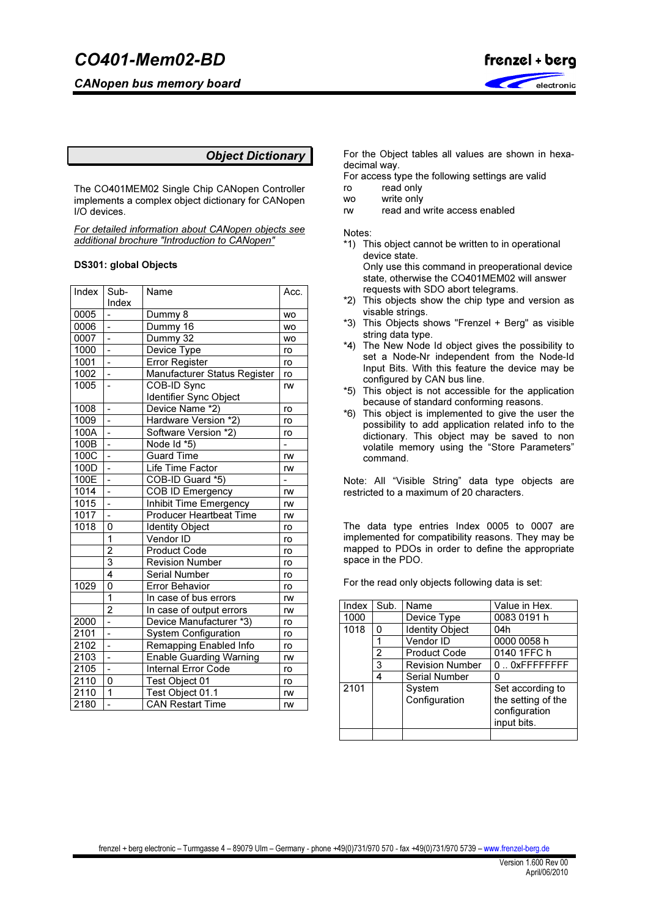## Object Dictionary

The CO401MEM02 Single Chip CANopen Controller implements a complex object dictionary for CANopen I/O devices.

*For detailed information about CANopen objects see additional brochure "Introduction to CANopen"*

**DS301: global Objects**

| Index | Sub-Index | Name | Acc. |
|---|---|---|---|
| 0005 | - | Dummy 8 | wo |
| 0006 | - | Dummy 16 | wo |
| 0007 | - | Dummy 32 | wo |
| 1000 | - | Device Type | ro |
| 1001 | - | Error Register | ro |
| 1002 | - | Manufacturer Status Register | ro |
| 1005 | - | COB-ID Sync Identifier Sync Object | rw |
| 1008 | - | Device Name *2) | ro |
| 1009 | - | Hardware Version *2) | ro |
| 100A | - | Software Version *2) | ro |
| 100B | - | Node Id *5) | - |
| 100C | - | Guard Time | rw |
| 100D | - | Life Time Factor | rw |
| 100E | - | COB-ID Guard *5) | - |
| 1014 | - | COB ID Emergency | rw |
| 1015 | - | Inhibit Time Emergency | rw |
| 1017 | - | Producer Heartbeat Time | rw |
| 1018 | 0 | Identity Object | ro |
| | 1 | Vendor ID | ro |
| | 2 | Product Code | ro |
| | 3 | Revision Number | ro |
| | 4 | Serial Number | ro |
| 1029 | 0 | Error Behavior | ro |
| | 1 | In case of bus errors | rw |
| | 2 | In case of output errors | rw |
| 2000 | - | Device Manufacturer *3) | ro |
| 2101 | - | System Configuration | ro |
| 2102 | - | Remapping Enabled Info | ro |
| 2103 | - | Enable Guarding Warning | rw |
| 2105 | - | Internal Error Code | ro |
| 2110 | 0 | Test Object 01 | ro |
| 2110 | 1 | Test Object 01.1 | rw |
| 2180 | - | CAN Restart Time | rw |

For the Object tables all values are shown in hexadecimal way.
For access type the following settings are valid

- ro read only
- wo write only
- rw read and write access enabled

Notes:

*1) This object cannot be written to in operational device state.
Only use this command in preoperational device state, otherwise the CO401MEM02 will answer requests with SDO abort telegrams.

*2) This objects show the chip type and version as visable strings.

*3) This Objects shows "Frenzel + Berg" as visible string data type.

*4) The New Node Id object gives the possibility to set a Node-Nr independent from the Node-Id Input Bits. With this feature the device may be configured by CAN bus line.

*5) This object is not accessible for the application because of standard conforming reasons.

*6) This object is implemented to give the user the possibility to add application related info to the dictionary. This object may be saved to non volatile memory using the “Store Parameters” command.

Note: All “Visible String” data type objects are restricted to a maximum of 20 characters.

The data type entries Index 0005 to 0007 are implemented for compatibility reasons. They may be mapped to PDOs in order to define the appropriate space in the PDO.

For the read only objects following data is set:

| Index | Sub. | Name | Value in Hex. |
|---|---|---|---|
| 1000 | | Device Type | 0083 0191 h |
| 1018 | 0 | Identity Object | 04h |
| | 1 | Vendor ID | 0000 0058 h |
| | 2 | Product Code | 0140 1FFC h |
| | 3 | Revision Number | 0 .. 0xFFFFFFFF |
| | 4 | Serial Number | 0 |
| 2101 | | System Configuration | Set according to the setting of the configuration input bits. |
| | | | |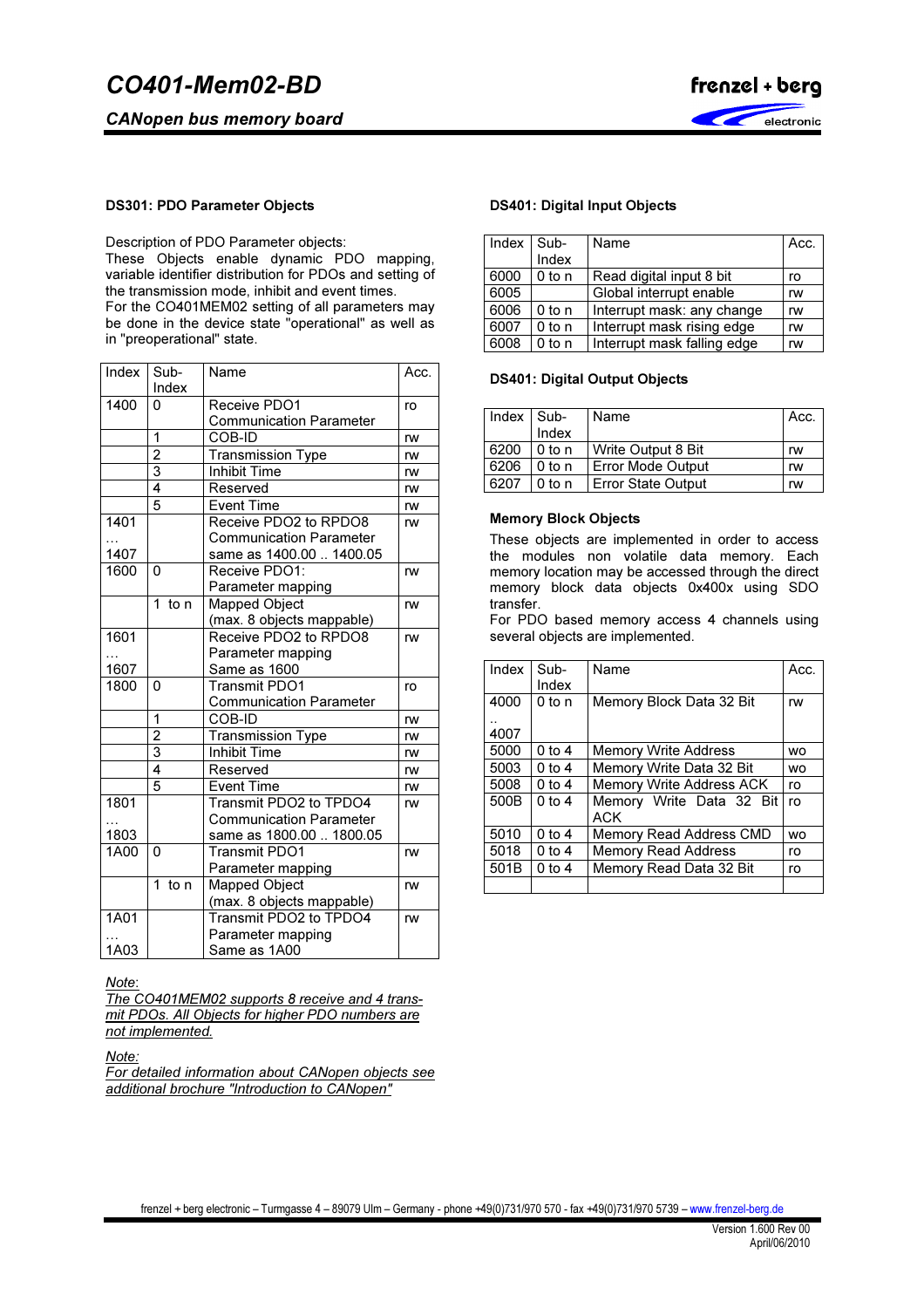### DS301: PDO Parameter Objects

Description of PDO Parameter objects:
These Objects enable dynamic PDO mapping, variable identifier distribution for PDOs and setting of the transmission mode, inhibit and event times.
For the CO401MEM02 setting of all parameters may be done in the device state "operational" as well as in "preoperational" state.

| Index | Sub-Index | Name | Acc. |
|---|---|---|---|
| 1400 | 0 | Receive PDO1 Communication Parameter | ro |
| | 1 | COB-ID | rw |
| | 2 | Transmission Type | rw |
| | 3 | Inhibit Time | rw |
| | 4 | Reserved | rw |
| | 5 | Event Time | rw |
| 1401 … 1407 | | Receive PDO2 to RPDO8 Communication Parameter same as 1400.00 .. 1400.05 | rw |
| 1600 | 0 | Receive PDO1: Parameter mapping | rw |
| | 1 to n | Mapped Object (max. 8 objects mappable) | rw |
| 1601 … 1607 | | Receive PDO2 to RPDO8 Parameter mapping Same as 1600 | rw |
| 1800 | 0 | Transmit PDO1 Communication Parameter | ro |
| | 1 | COB-ID | rw |
| | 2 | Transmission Type | rw |
| | 3 | Inhibit Time | rw |
| | 4 | Reserved | rw |
| | 5 | Event Time | rw |
| 1801 … 1803 | | Transmit PDO2 to TPDO4 Communication Parameter same as 1800.00 .. 1800.05 | rw |
| 1A00 | 0 | Transmit PDO1 Parameter mapping | rw |
| | 1 to n | Mapped Object (max. 8 objects mappable) | rw |
| 1A01 … 1A03 | | Transmit PDO2 to TPDO4 Parameter mapping Same as 1A00 | rw |

*Note:*
*The CO401MEM02 supports 8 receive and 4 transmit PDOs. All Objects for higher PDO numbers are not implemented.*

*Note:*
*For detailed information about CANopen objects see additional brochure "Introduction to CANopen"*

### DS401: Digital Input Objects

| Index | Sub-Index | Name | Acc. |
|---|---|---|---|
| 6000 | 0 to n | Read digital input 8 bit | ro |
| 6005 | | Global interrupt enable | rw |
| 6006 | 0 to n | Interrupt mask: any change | rw |
| 6007 | 0 to n | Interrupt mask rising edge | rw |
| 6008 | 0 to n | Interrupt mask falling edge | rw |

### DS401: Digital Output Objects

| Index | Sub-Index | Name | Acc. |
|---|---|---|---|
| 6200 | 0 to n | Write Output 8 Bit | rw |
| 6206 | 0 to n | Error Mode Output | rw |
| 6207 | 0 to n | Error State Output | rw |

### Memory Block Objects

These objects are implemented in order to access the modules non volatile data memory. Each memory location may be accessed through the direct memory block data objects 0x400x using SDO transfer.
For PDO based memory access 4 channels using several objects are implemented.

| Index | Sub-Index | Name | Acc. |
|---|---|---|---|
| 4000 .. 4007 | 0 to n | Memory Block Data 32 Bit | rw |
| 5000 | 0 to 4 | Memory Write Address | wo |
| 5003 | 0 to 4 | Memory Write Data 32 Bit | wo |
| 5008 | 0 to 4 | Memory Write Address ACK | ro |
| 500B | 0 to 4 | Memory Write Data 32 Bit ACK | ro |
| 5010 | 0 to 4 | Memory Read Address CMD | wo |
| 5018 | 0 to 4 | Memory Read Address | ro |
| 501B | 0 to 4 | Memory Read Data 32 Bit | ro |
| | | | |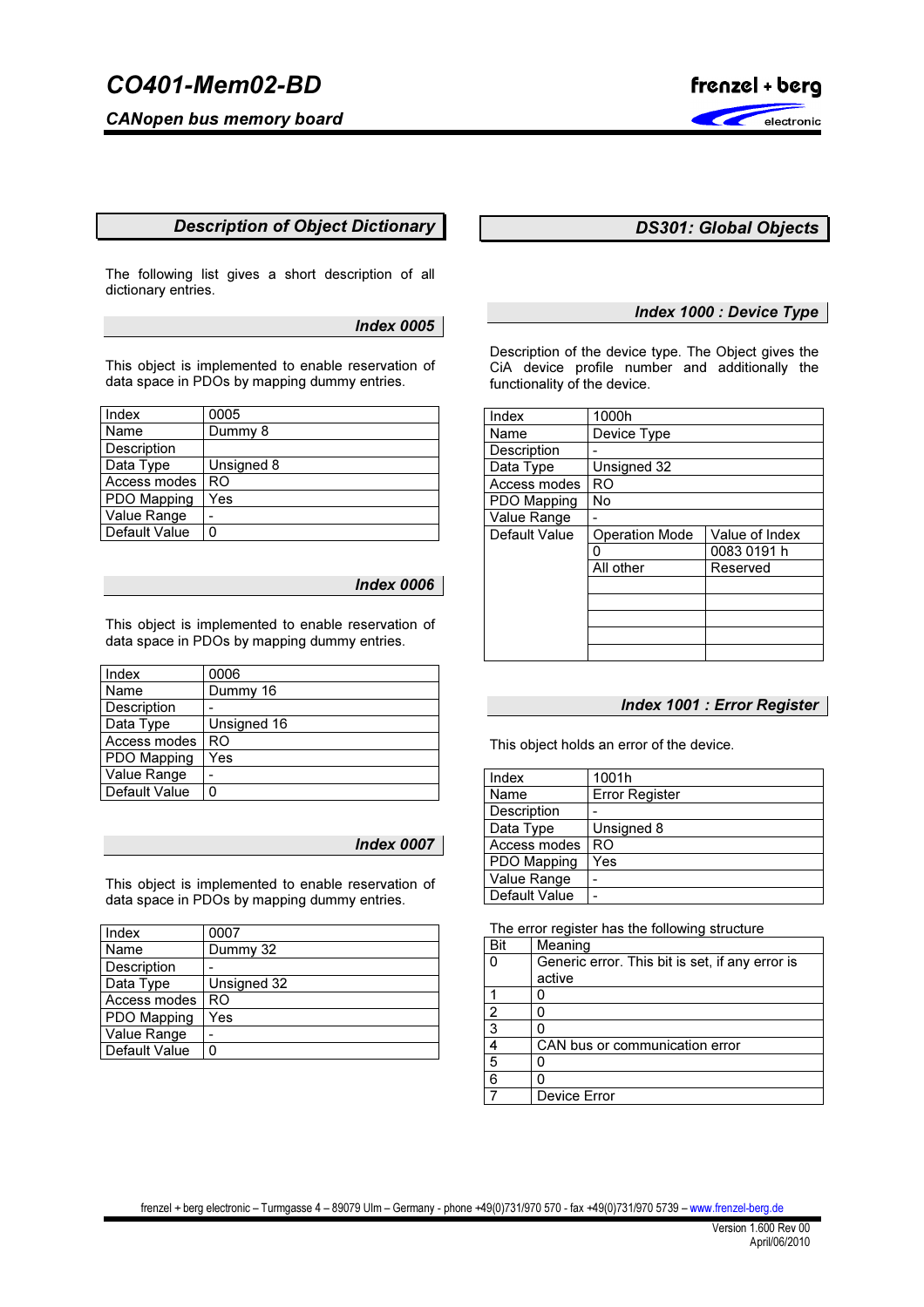## Description of Object Dictionary

The following list gives a short description of all dictionary entries.

### Index 0005

This object is implemented to enable reservation of data space in PDOs by mapping dummy entries.

| Index | 0005 |
|---|---|
| Name | Dummy 8 |
| Description | |
| Data Type | Unsigned 8 |
| Access modes | RO |
| PDO Mapping | Yes |
| Value Range | - |
| Default Value | 0 |

### Index 0006

This object is implemented to enable reservation of data space in PDOs by mapping dummy entries.

| Index | 0006 |
|---|---|
| Name | Dummy 16 |
| Description | - |
| Data Type | Unsigned 16 |
| Access modes | RO |
| PDO Mapping | Yes |
| Value Range | - |
| Default Value | 0 |

### Index 0007

This object is implemented to enable reservation of data space in PDOs by mapping dummy entries.

| Index | 0007 |
|---|---|
| Name | Dummy 32 |
| Description | - |
| Data Type | Unsigned 32 |
| Access modes | RO |
| PDO Mapping | Yes |
| Value Range | - |
| Default Value | 0 |

## DS301: Global Objects

### Index 1000 : Device Type

Description of the device type. The Object gives the CiA device profile number and additionally the functionality of the device.

| Index | 1000h | |
|---|---|---|
| Name | Device Type | |
| Description | - | |
| Data Type | Unsigned 32 | |
| Access modes | RO | |
| PDO Mapping | No | |
| Value Range | - | |
| Default Value | Operation Mode | Value of Index |
| | 0 | 0083 0191 h |
| | All other | Reserved |

### Index 1001 : Error Register

This object holds an error of the device.

| Index | 1001h |
|---|---|
| Name | Error Register |
| Description | - |
| Data Type | Unsigned 8 |
| Access modes | RO |
| PDO Mapping | Yes |
| Value Range | - |
| Default Value | - |

The error register has the following structure

| Bit | Meaning |
|---|---|
| 0 | Generic error. This bit is set, if any error is active |
| 1 | 0 |
| 2 | 0 |
| 3 | 0 |
| 4 | CAN bus or communication error |
| 5 | 0 |
| 6 | 0 |
| 7 | Device Error |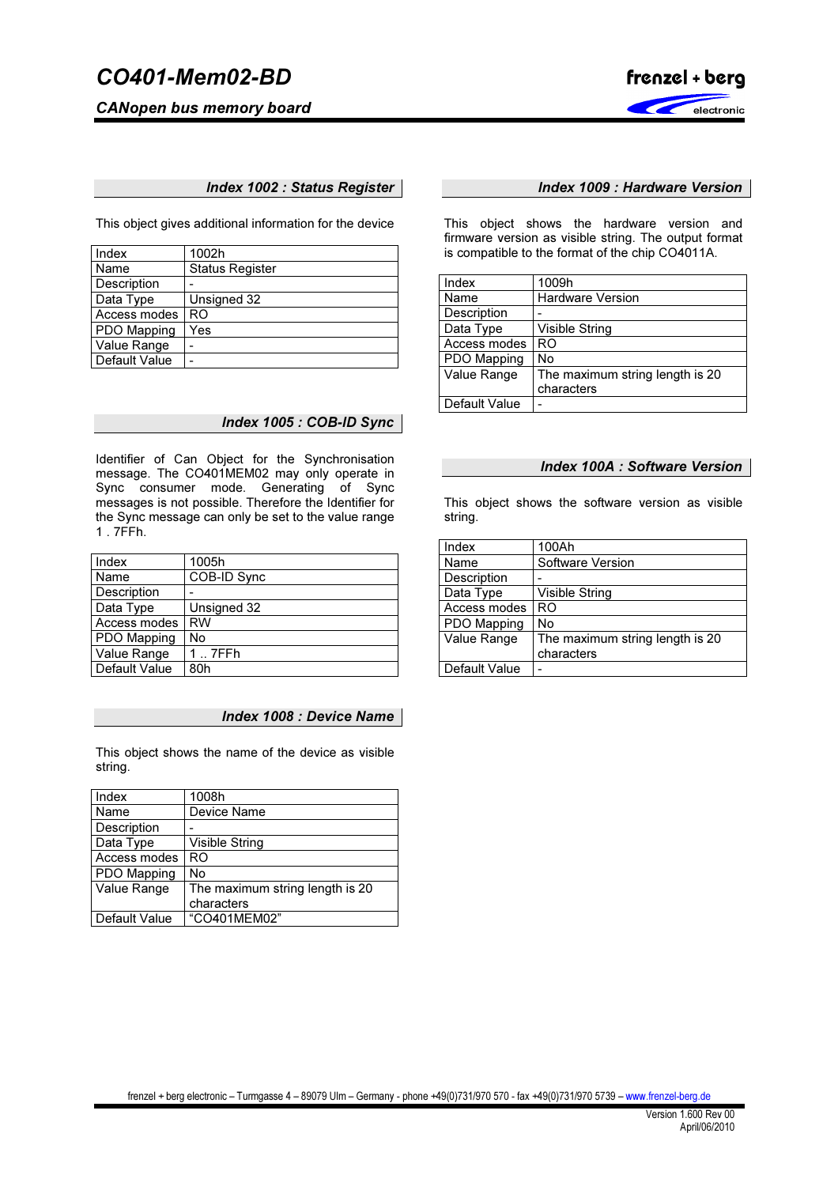### Index 1002 : Status Register

This object gives additional information for the device

| Index | 1002h |
|---|---|
| Name | Status Register |
| Description | - |
| Data Type | Unsigned 32 |
| Access modes | RO |
| PDO Mapping | Yes |
| Value Range | - |
| Default Value | - |

### Index 1005 : COB-ID Sync

Identifier of Can Object for the Synchronisation message. The CO401MEM02 may only operate in Sync consumer mode. Generating of Sync messages is not possible. Therefore the Identifier for the Sync message can only be set to the value range 1 . 7FFh.

| Index | 1005h |
|---|---|
| Name | COB-ID Sync |
| Description | - |
| Data Type | Unsigned 32 |
| Access modes | RW |
| PDO Mapping | No |
| Value Range | 1 .. 7FFh |
| Default Value | 80h |

### Index 1008 : Device Name

This object shows the name of the device as visible string.

| Index | 1008h |
|---|---|
| Name | Device Name |
| Description | - |
| Data Type | Visible String |
| Access modes | RO |
| PDO Mapping | No |
| Value Range | The maximum string length is 20 characters |
| Default Value | "CO401MEM02" |

### Index 1009 : Hardware Version

This object shows the hardware version and firmware version as visible string. The output format is compatible to the format of the chip CO4011A.

| Index | 1009h |
|---|---|
| Name | Hardware Version |
| Description | - |
| Data Type | Visible String |
| Access modes | RO |
| PDO Mapping | No |
| Value Range | The maximum string length is 20 characters |
| Default Value | - |

### Index 100A : Software Version

This object shows the software version as visible string.

| Index | 100Ah |
|---|---|
| Name | Software Version |
| Description | - |
| Data Type | Visible String |
| Access modes | RO |
| PDO Mapping | No |
| Value Range | The maximum string length is 20 characters |
| Default Value | - |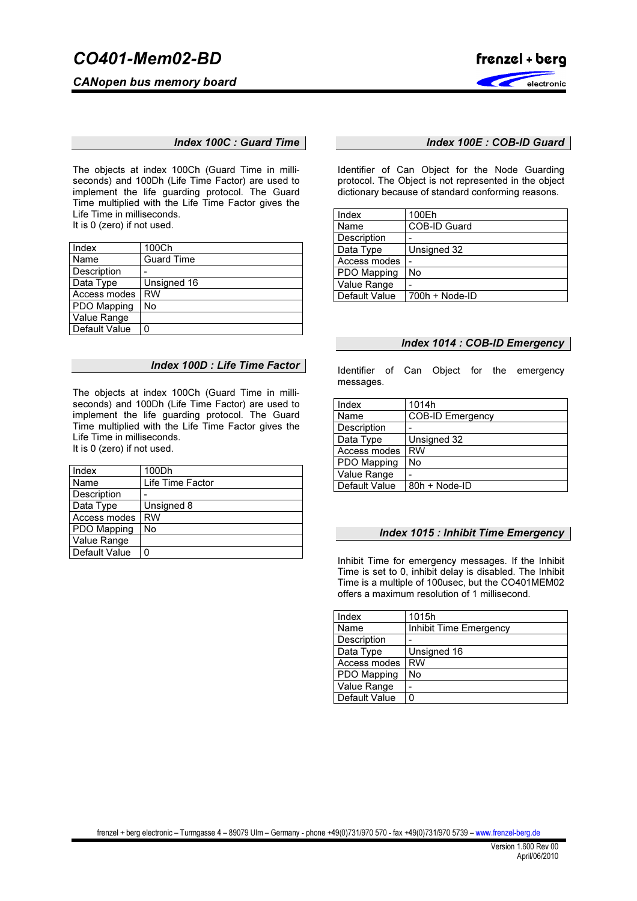### Index 100C : Guard Time

The objects at index 100Ch (Guard Time in milli-seconds) and 100Dh (Life Time Factor) are used to implement the life guarding protocol. The Guard Time multiplied with the Life Time Factor gives the Life Time in milliseconds.
It is 0 (zero) if not used.

| Index | 100Ch |
|---|---|
| Name | Guard Time |
| Description | - |
| Data Type | Unsigned 16 |
| Access modes | RW |
| PDO Mapping | No |
| Value Range | |
| Default Value | 0 |

### Index 100D : Life Time Factor

The objects at index 100Ch (Guard Time in milli-seconds) and 100Dh (Life Time Factor) are used to implement the life guarding protocol. The Guard Time multiplied with the Life Time Factor gives the Life Time in milliseconds.
It is 0 (zero) if not used.

| Index | 100Dh |
|---|---|
| Name | Life Time Factor |
| Description | - |
| Data Type | Unsigned 8 |
| Access modes | RW |
| PDO Mapping | No |
| Value Range | |
| Default Value | 0 |

### Index 100E : COB-ID Guard

Identifier of Can Object for the Node Guarding protocol. The Object is not represented in the object dictionary because of standard conforming reasons.

| Index | 100Eh |
|---|---|
| Name | COB-ID Guard |
| Description | - |
| Data Type | Unsigned 32 |
| Access modes | - |
| PDO Mapping | No |
| Value Range | - |
| Default Value | 700h + Node-ID |

### Index 1014 : COB-ID Emergency

Identifier of Can Object for the emergency messages.

| Index | 1014h |
|---|---|
| Name | COB-ID Emergency |
| Description | - |
| Data Type | Unsigned 32 |
| Access modes | RW |
| PDO Mapping | No |
| Value Range | - |
| Default Value | 80h + Node-ID |

### Index 1015 : Inhibit Time Emergency

Inhibit Time for emergency messages. If the Inhibit Time is set to 0, inhibit delay is disabled. The Inhibit Time is a multiple of 100usec, but the CO401MEM02 offers a maximum resolution of 1 millisecond.

| Index | 1015h |
|---|---|
| Name | Inhibit Time Emergency |
| Description | - |
| Data Type | Unsigned 16 |
| Access modes | RW |
| PDO Mapping | No |
| Value Range | - |
| Default Value | 0 |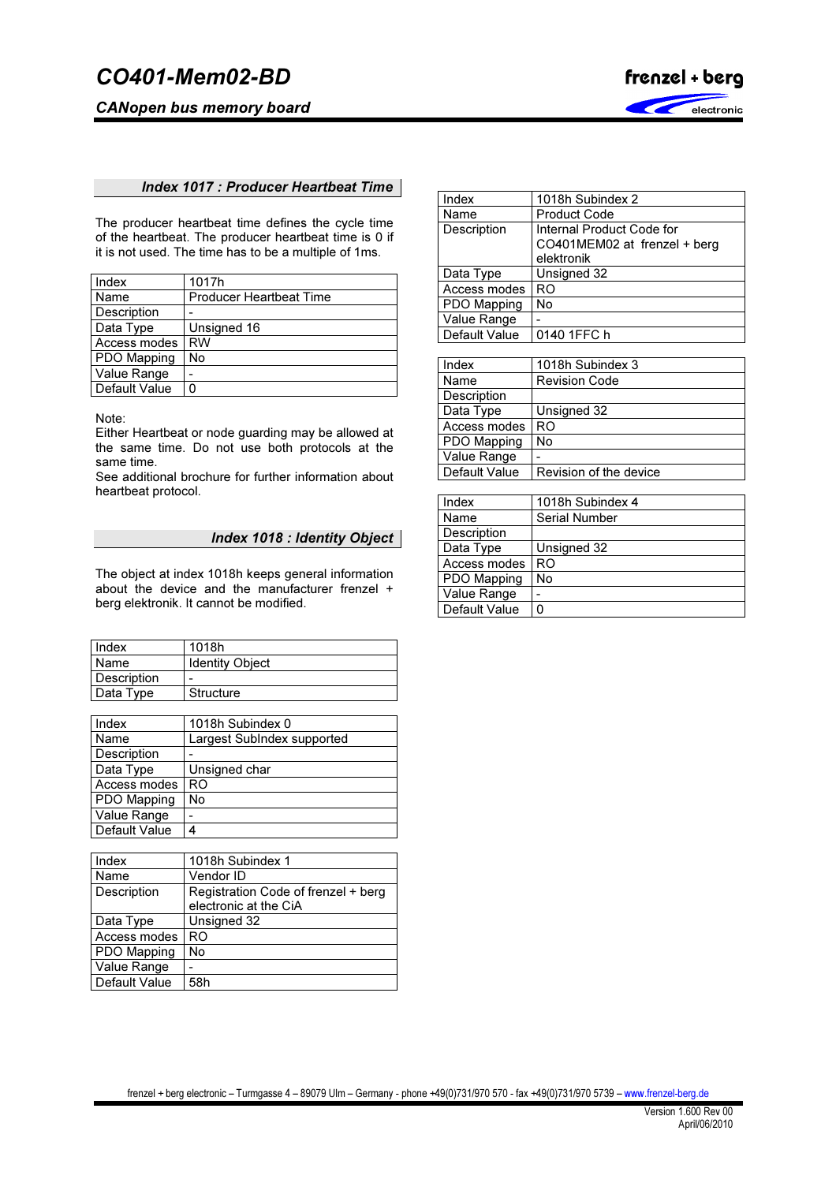### Index 1017 : Producer Heartbeat Time

The producer heartbeat time defines the cycle time of the heartbeat. The producer heartbeat time is 0 if it is not used. The time has to be a multiple of 1ms.

| Index | 1017h |
|---|---|
| Name | Producer Heartbeat Time |
| Description | - |
| Data Type | Unsigned 16 |
| Access modes | RW |
| PDO Mapping | No |
| Value Range | - |
| Default Value | 0 |

Note:
Either Heartbeat or node guarding may be allowed at the same time. Do not use both protocols at the same time.
See additional brochure for further information about heartbeat protocol.

### Index 1018 : Identity Object

The object at index 1018h keeps general information about the device and the manufacturer frenzel + berg elektronik. It cannot be modified.

| Index | 1018h |
|---|---|
| Name | Identity Object |
| Description | - |
| Data Type | Structure |

| Index | 1018h Subindex 0 |
|---|---|
| Name | Largest SubIndex supported |
| Description | - |
| Data Type | Unsigned char |
| Access modes | RO |
| PDO Mapping | No |
| Value Range | - |
| Default Value | 4 |

| Index | 1018h Subindex 1 |
|---|---|
| Name | Vendor ID |
| Description | Registration Code of frenzel + berg electronic at the CiA |
| Data Type | Unsigned 32 |
| Access modes | RO |
| PDO Mapping | No |
| Value Range | - |
| Default Value | 58h |

| Index | 1018h Subindex 2 |
|---|---|
| Name | Product Code |
| Description | Internal Product Code for CO401MEM02 at frenzel + berg elektronik |
| Data Type | Unsigned 32 |
| Access modes | RO |
| PDO Mapping | No |
| Value Range | - |
| Default Value | 0140 1FFC h |

| Index | 1018h Subindex 3 |
|---|---|
| Name | Revision Code |
| Description | |
| Data Type | Unsigned 32 |
| Access modes | RO |
| PDO Mapping | No |
| Value Range | - |
| Default Value | Revision of the device |

| Index | 1018h Subindex 4 |
|---|---|
| Name | Serial Number |
| Description | |
| Data Type | Unsigned 32 |
| Access modes | RO |
| PDO Mapping | No |
| Value Range | - |
| Default Value | 0 |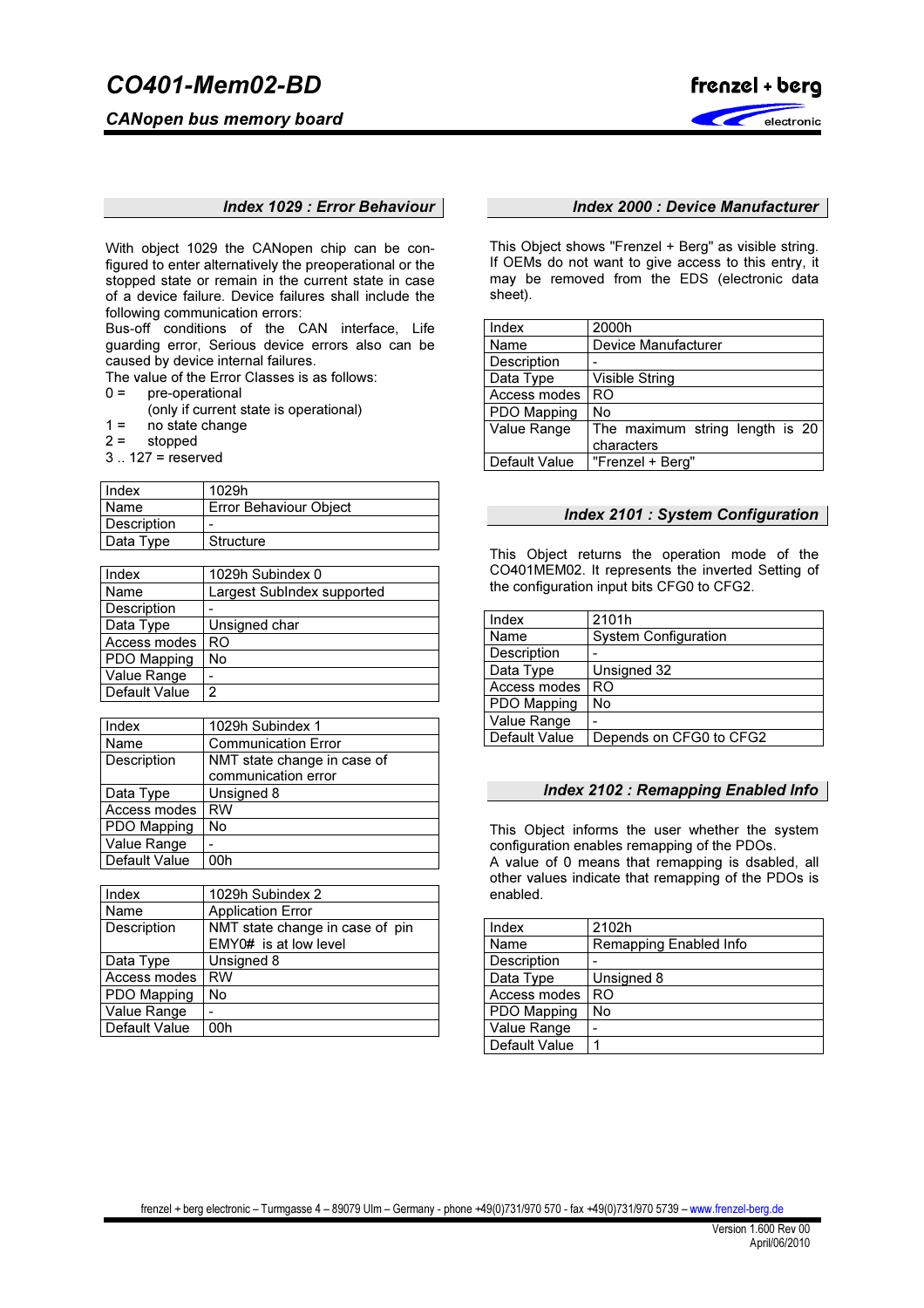### Index 1029 : Error Behaviour

With object 1029 the CANopen chip can be configured to enter alternatively the preoperational or the stopped state or remain in the current state in case of a device failure. Device failures shall include the following communication errors:
Bus-off conditions of the CAN interface, Life guarding error, Serious device errors also can be caused by device internal failures.
The value of the Error Classes is as follows:

- 0 = pre-operational (only if current state is operational)
- 1 = no state change
- 2 = stopped
- 3 .. 127 = reserved

| Index | 1029h |
|---|---|
| Name | Error Behaviour Object |
| Description | - |
| Data Type | Structure |

| Index | 1029h Subindex 0 |
|---|---|
| Name | Largest SubIndex supported |
| Description | - |
| Data Type | Unsigned char |
| Access modes | RO |
| PDO Mapping | No |
| Value Range | - |
| Default Value | 2 |

| Index | 1029h Subindex 1 |
|---|---|
| Name | Communication Error |
| Description | NMT state change in case of communication error |
| Data Type | Unsigned 8 |
| Access modes | RW |
| PDO Mapping | No |
| Value Range | - |
| Default Value | 00h |

| Index | 1029h Subindex 2 |
|---|---|
| Name | Application Error |
| Description | NMT state change in case of pin EMY0# is at low level |
| Data Type | Unsigned 8 |
| Access modes | RW |
| PDO Mapping | No |
| Value Range | - |
| Default Value | 00h |

### Index 2000 : Device Manufacturer

This Object shows "Frenzel + Berg" as visible string. If OEMs do not want to give access to this entry, it may be removed from the EDS (electronic data sheet).

| Index | 2000h |
|---|---|
| Name | Device Manufacturer |
| Description | - |
| Data Type | Visible String |
| Access modes | RO |
| PDO Mapping | No |
| Value Range | The maximum string length is 20 characters |
| Default Value | "Frenzel + Berg" |

### Index 2101 : System Configuration

This Object returns the operation mode of the CO401MEM02. It represents the inverted Setting of the configuration input bits CFG0 to CFG2.

| Index | 2101h |
|---|---|
| Name | System Configuration |
| Description | - |
| Data Type | Unsigned 32 |
| Access modes | RO |
| PDO Mapping | No |
| Value Range | - |
| Default Value | Depends on CFG0 to CFG2 |

### Index 2102 : Remapping Enabled Info

This Object informs the user whether the system configuration enables remapping of the PDOs.
A value of 0 means that remapping is dsabled, all other values indicate that remapping of the PDOs is enabled.

| Index | 2102h |
|---|---|
| Name | Remapping Enabled Info |
| Description | - |
| Data Type | Unsigned 8 |
| Access modes | RO |
| PDO Mapping | No |
| Value Range | - |
| Default Value | 1 |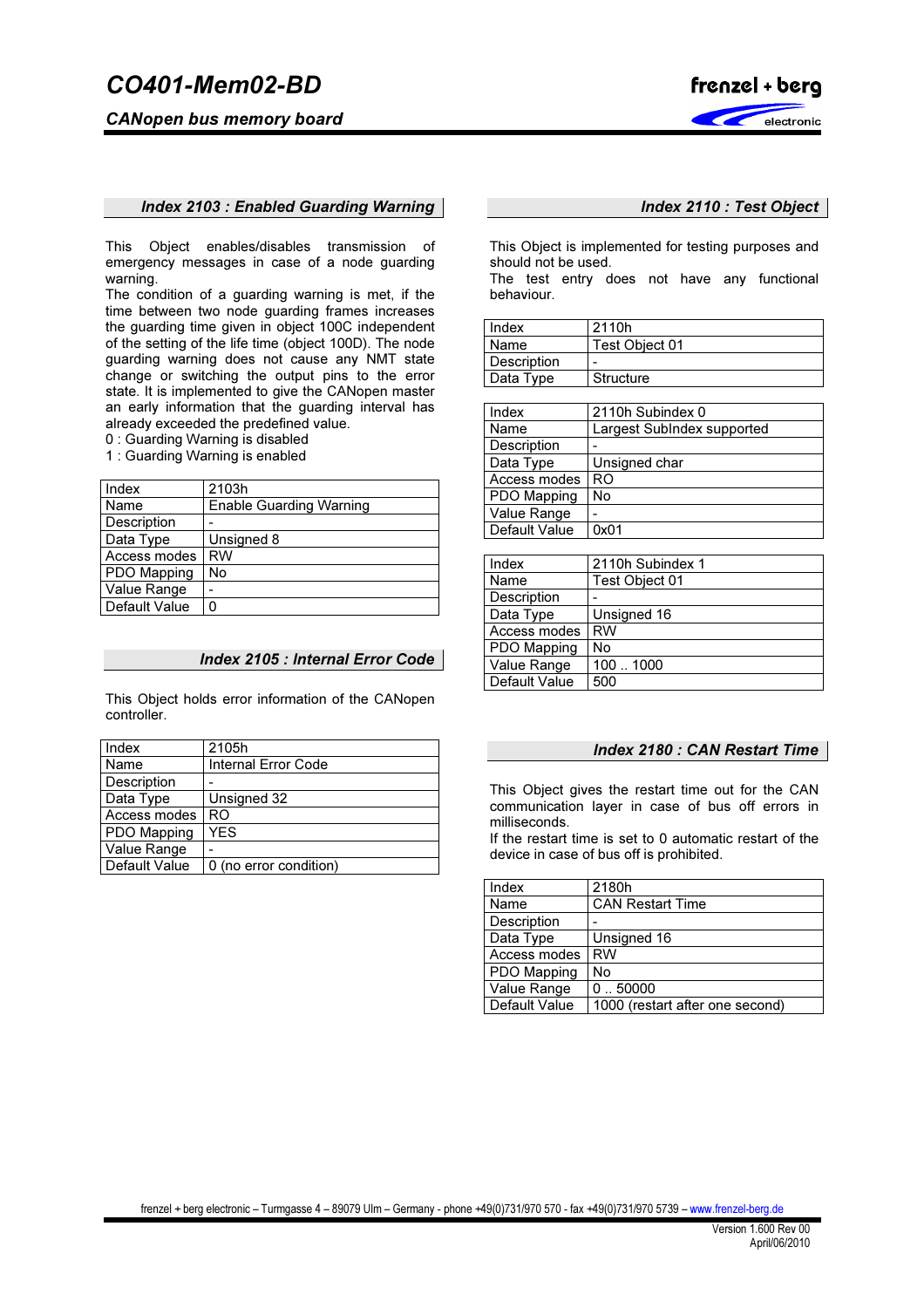### *Index 2103 : Enabled Guarding Warning*

This Object enables/disables transmission of emergency messages in case of a node guarding warning.
The condition of a guarding warning is met, if the time between two node guarding frames increases the guarding time given in object 100C independent of the setting of the life time (object 100D). The node guarding warning does not cause any NMT state change or switching the output pins to the error state. It is implemented to give the CANopen master an early information that the guarding interval has already exceeded the predefined value.
0 : Guarding Warning is disabled
1 : Guarding Warning is enabled

| Index | 2103h |
|---|---|
| Name | Enable Guarding Warning |
| Description | - |
| Data Type | Unsigned 8 |
| Access modes | RW |
| PDO Mapping | No |
| Value Range | - |
| Default Value | 0 |

### *Index 2105 : Internal Error Code*

This Object holds error information of the CANopen controller.

| Index | 2105h |
|---|---|
| Name | Internal Error Code |
| Description | - |
| Data Type | Unsigned 32 |
| Access modes | RO |
| PDO Mapping | YES |
| Value Range | - |
| Default Value | 0 (no error condition) |

### *Index 2110 : Test Object*

This Object is implemented for testing purposes and should not be used.
The test entry does not have any functional behaviour.

| Index | 2110h |
|---|---|
| Name | Test Object 01 |
| Description | - |
| Data Type | Structure |

| Index | 2110h Subindex 0 |
|---|---|
| Name | Largest SubIndex supported |
| Description | - |
| Data Type | Unsigned char |
| Access modes | RO |
| PDO Mapping | No |
| Value Range | - |
| Default Value | 0x01 |

| Index | 2110h Subindex 1 |
|---|---|
| Name | Test Object 01 |
| Description | - |
| Data Type | Unsigned 16 |
| Access modes | RW |
| PDO Mapping | No |
| Value Range | 100 .. 1000 |
| Default Value | 500 |

### *Index 2180 : CAN Restart Time*

This Object gives the restart time out for the CAN communication layer in case of bus off errors in milliseconds.
If the restart time is set to 0 automatic restart of the device in case of bus off is prohibited.

| Index | 2180h |
|---|---|
| Name | CAN Restart Time |
| Description | - |
| Data Type | Unsigned 16 |
| Access modes | RW |
| PDO Mapping | No |
| Value Range | 0 .. 50000 |
| Default Value | 1000 (restart after one second) |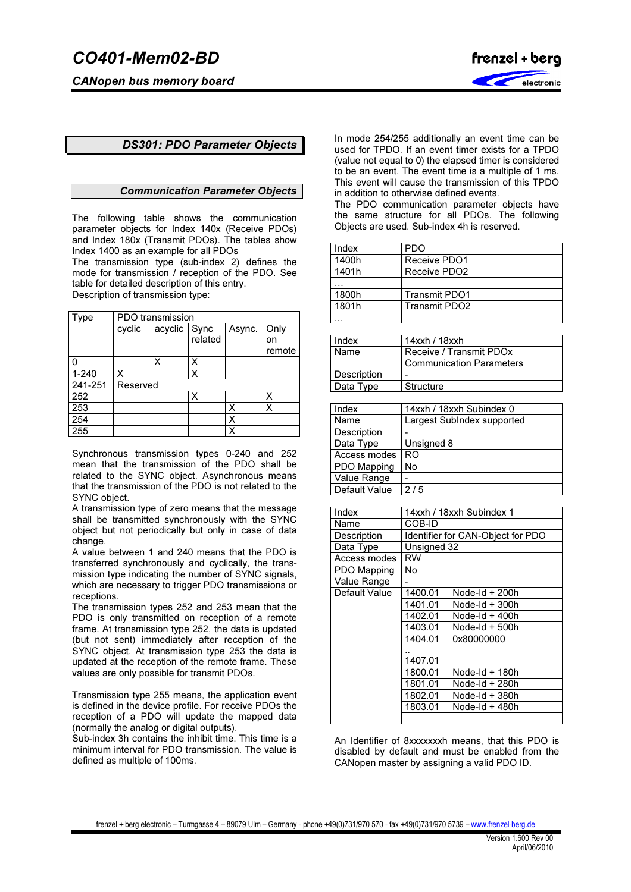## DS301: PDO Parameter Objects

### Communication Parameter Objects

The following table shows the communication parameter objects for Index 140x (Receive PDOs) and Index 180x (Transmit PDOs). The tables show Index 1400 as an example for all PDOs

The transmission type (sub-index 2) defines the mode for transmission / reception of the PDO. See table for detailed description of this entry.

Description of transmission type:

| Type | PDO transmission | | | | |
|---|---|---|---|---|---|
| | cyclic | acyclic | Sync related | Async. | Only on remote |
| 0 | | X | X | | |
| 1-240 | X | | X | | |
| 241-251 | Reserved | | | | |
| 252 | | | X | | X |
| 253 | | | | X | X |
| 254 | | | | X | |
| 255 | | | | X | |

Synchronous transmission types 0-240 and 252 mean that the transmission of the PDO shall be related to the SYNC object. Asynchronous means that the transmission of the PDO is not related to the SYNC object.

A transmission type of zero means that the message shall be transmitted synchronously with the SYNC object but not periodically but only in case of data change.

A value between 1 and 240 means that the PDO is transferred synchronously and cyclically, the transmission type indicating the number of SYNC signals, which are necessary to trigger PDO transmissions or receptions.

The transmission types 252 and 253 mean that the PDO is only transmitted on reception of a remote frame. At transmission type 252, the data is updated (but not sent) immediately after reception of the SYNC object. At transmission type 253 the data is updated at the reception of the remote frame. These values are only possible for transmit PDOs.

Transmission type 255 means, the application event is defined in the device profile. For receive PDOs the reception of a PDO will update the mapped data (normally the analog or digital outputs).

Sub-index 3h contains the inhibit time. This time is a minimum interval for PDO transmission. The value is defined as multiple of 100ms.

In mode 254/255 additionally an event time can be used for TPDO. If an event timer exists for a TPDO (value not equal to 0) the elapsed timer is considered to be an event. The event time is a multiple of 1 ms. This event will cause the transmission of this TPDO in addition to otherwise defined events.

The PDO communication parameter objects have the same structure for all PDOs. The following Objects are used. Sub-index 4h is reserved.

| Index | PDO |
|---|---|
| 1400h | Receive PDO1 |
| 1401h | Receive PDO2 |
| … | |
| 1800h | Transmit PDO1 |
| 1801h | Transmit PDO2 |
| … | |

| Index | 14xxh / 18xxh |
|---|---|
| Name | Receive / Transmit PDOx Communication Parameters |
| Description | - |
| Data Type | Structure |

| Index | 14xxh / 18xxh Subindex 0 |
|---|---|
| Name | Largest SubIndex supported |
| Description | - |
| Data Type | Unsigned 8 |
| Access modes | RO |
| PDO Mapping | No |
| Value Range | - |
| Default Value | 2 / 5 |

| Index | 14xxh / 18xxh Subindex 1 | |
|---|---|---|
| Name | COB-ID | |
| Description | Identifier for CAN-Object for PDO | |
| Data Type | Unsigned 32 | |
| Access modes | RW | |
| PDO Mapping | No | |
| Value Range | - | |
| Default Value | 1400.01 | Node-Id + 200h |
| | 1401.01 | Node-Id + 300h |
| | 1402.01 | Node-Id + 400h |
| | 1403.01 | Node-Id + 500h |
| | 1404.01 .. 1407.01 | 0x80000000 |
| | 1800.01 | Node-Id + 180h |
| | 1801.01 | Node-Id + 280h |
| | 1802.01 | Node-Id + 380h |
| | 1803.01 | Node-Id + 480h |
| | | |

An Identifier of 8xxxxxxxh means, that this PDO is disabled by default and must be enabled from the CANopen master by assigning a valid PDO ID.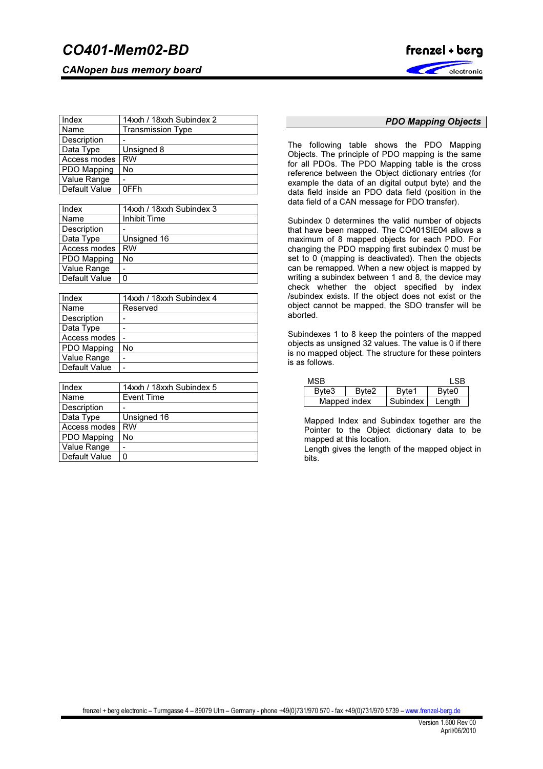| Index | 14xxh / 18xxh Subindex 2 |
|---|---|
| Name | Transmission Type |
| Description | - |
| Data Type | Unsigned 8 |
| Access modes | RW |
| PDO Mapping | No |
| Value Range | - |
| Default Value | 0FFh |

| Index | 14xxh / 18xxh Subindex 3 |
|---|---|
| Name | Inhibit Time |
| Description | - |
| Data Type | Unsigned 16 |
| Access modes | RW |
| PDO Mapping | No |
| Value Range | - |
| Default Value | 0 |

| Index | 14xxh / 18xxh Subindex 4 |
|---|---|
| Name | Reserved |
| Description | - |
| Data Type | - |
| Access modes | - |
| PDO Mapping | No |
| Value Range | - |
| Default Value | - |

| Index | 14xxh / 18xxh Subindex 5 |
|---|---|
| Name | Event Time |
| Description | - |
| Data Type | Unsigned 16 |
| Access modes | RW |
| PDO Mapping | No |
| Value Range | - |
| Default Value | 0 |

## PDO Mapping Objects

The following table shows the PDO Mapping Objects. The principle of PDO mapping is the same for all PDOs. The PDO Mapping table is the cross reference between the Object dictionary entries (for example the data of an digital output byte) and the data field inside an PDO data field (position in the data field of a CAN message for PDO transfer).

Subindex 0 determines the valid number of objects that have been mapped. The CO401SIE04 allows a maximum of 8 mapped objects for each PDO. For changing the PDO mapping first subindex 0 must be set to 0 (mapping is deactivated). Then the objects can be remapped. When a new object is mapped by writing a subindex between 1 and 8, the device may check whether the object specified by index /subindex exists. If the object does not exist or the object cannot be mapped, the SDO transfer will be aborted.

Subindexes 1 to 8 keep the pointers of the mapped objects as unsigned 32 values. The value is 0 if there is no mapped object. The structure for these pointers is as follows.

| MSB | | | LSB |
|---|---|---|---|
| Byte3 | Byte2 | Byte1 | Byte0 |
| Mapped index | | Subindex | Length |

Mapped Index and Subindex together are the Pointer to the Object dictionary data to be mapped at this location.
Length gives the length of the mapped object in bits.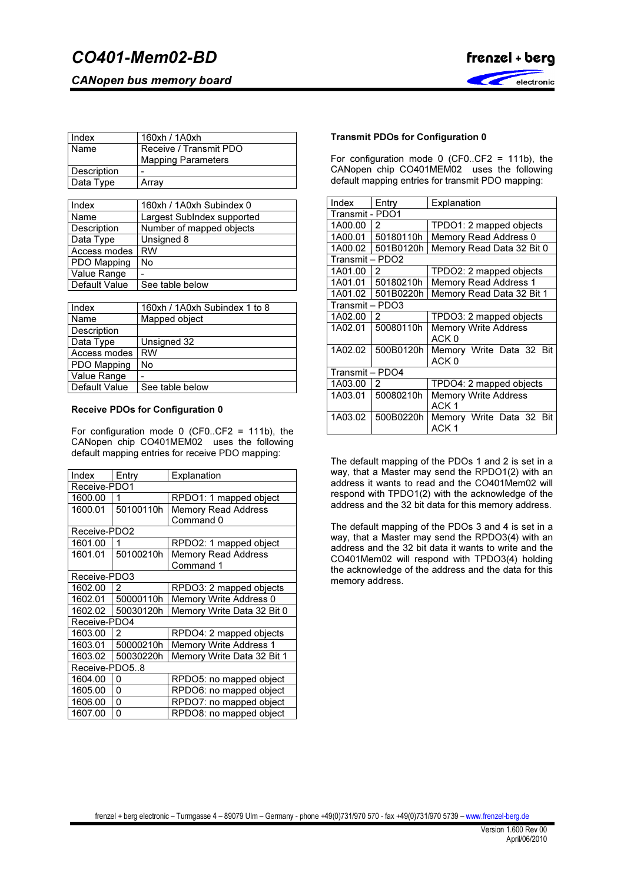| Index | 160xh / 1A0xh |
|---|---|
| Name | Receive / Transmit PDO Mapping Parameters |
| Description | - |
| Data Type | Array |

| Index | 160xh / 1A0xh Subindex 0 |
|---|---|
| Name | Largest SubIndex supported |
| Description | Number of mapped objects |
| Data Type | Unsigned 8 |
| Access modes | RW |
| PDO Mapping | No |
| Value Range | - |
| Default Value | See table below |

| Index | 160xh / 1A0xh Subindex 1 to 8 |
|---|---|
| Name | Mapped object |
| Description | |
| Data Type | Unsigned 32 |
| Access modes | RW |
| PDO Mapping | No |
| Value Range | - |
| Default Value | See table below |

**Receive PDOs for Configuration 0**

For configuration mode 0 (CF0..CF2 = 111b), the CANopen chip CO401MEM02 uses the following default mapping entries for receive PDO mapping:

| Index | Entry | Explanation |
|---|---|---|
| Receive-PDO1 | | |
| 1600.00 | 1 | RPDO1: 1 mapped object |
| 1600.01 | 50100110h | Memory Read Address Command 0 |
| Receive-PDO2 | | |
| 1601.00 | 1 | RPDO2: 1 mapped object |
| 1601.01 | 50100210h | Memory Read Address Command 1 |
| Receive-PDO3 | | |
| 1602.00 | 2 | RPDO3: 2 mapped objects |
| 1602.01 | 50000110h | Memory Write Address 0 |
| 1602.02 | 50030120h | Memory Write Data 32 Bit 0 |
| Receive-PDO4 | | |
| 1603.00 | 2 | RPDO4: 2 mapped objects |
| 1603.01 | 50000210h | Memory Write Address 1 |
| 1603.02 | 50030220h | Memory Write Data 32 Bit 1 |
| Receive-PDO5..8 | | |
| 1604.00 | 0 | RPDO5: no mapped object |
| 1605.00 | 0 | RPDO6: no mapped object |
| 1606.00 | 0 | RPDO7: no mapped object |
| 1607.00 | 0 | RPDO8: no mapped object |

**Transmit PDOs for Configuration 0**

For configuration mode 0 (CF0..CF2 = 111b), the CANopen chip CO401MEM02 uses the following default mapping entries for transmit PDO mapping:

| Index | Entry | Explanation |
|---|---|---|
| Transmit - PDO1 | | |
| 1A00.00 | 2 | TPDO1: 2 mapped objects |
| 1A00.01 | 50180110h | Memory Read Address 0 |
| 1A00.02 | 501B0120h | Memory Read Data 32 Bit 0 |
| Transmit – PDO2 | | |
| 1A01.00 | 2 | TPDO2: 2 mapped objects |
| 1A01.01 | 50180210h | Memory Read Address 1 |
| 1A01.02 | 501B0220h | Memory Read Data 32 Bit 1 |
| Transmit – PDO3 | | |
| 1A02.00 | 2 | TPDO3: 2 mapped objects |
| 1A02.01 | 50080110h | Memory Write Address ACK 0 |
| 1A02.02 | 500B0120h | Memory Write Data 32 Bit ACK 0 |
| Transmit – PDO4 | | |
| 1A03.00 | 2 | TPDO4: 2 mapped objects |
| 1A03.01 | 50080210h | Memory Write Address ACK 1 |
| 1A03.02 | 500B0220h | Memory Write Data 32 Bit ACK 1 |

The default mapping of the PDOs 1 and 2 is set in a way, that a Master may send the RPDO1(2) with an address it wants to read and the CO401Mem02 will respond with TPDO1(2) with the acknowledge of the address and the 32 bit data for this memory address.

The default mapping of the PDOs 3 and 4 is set in a way, that a Master may send the RPDO3(4) with an address and the 32 bit data it wants to write and the CO401Mem02 will respond with TPDO3(4) holding the acknowledge of the address and the data for this memory address.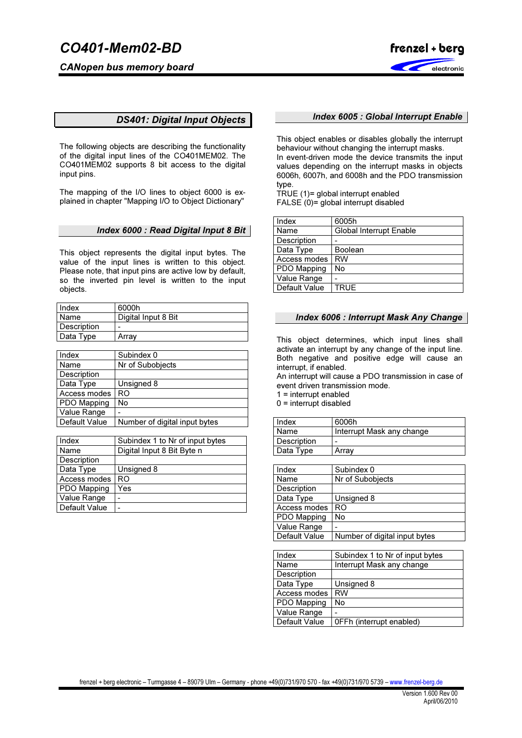## DS401: Digital Input Objects

The following objects are describing the functionality of the digital input lines of the CO401MEM02. The CO401MEM02 supports 8 bit access to the digital input pins.

The mapping of the I/O lines to object 6000 is explained in chapter "Mapping I/O to Object Dictionary"

### Index 6000 : Read Digital Input 8 Bit

This object represents the digital input bytes. The value of the input lines is written to this object. Please note, that input pins are active low by default, so the inverted pin level is written to the input objects.

| Index | 6000h |
|---|---|
| Name | Digital Input 8 Bit |
| Description | - |
| Data Type | Array |

| Index | Subindex 0 |
|---|---|
| Name | Nr of Subobjects |
| Description | |
| Data Type | Unsigned 8 |
| Access modes | RO |
| PDO Mapping | No |
| Value Range | - |
| Default Value | Number of digital input bytes |

| Index | Subindex 1 to Nr of input bytes |
|---|---|
| Name | Digital Input 8 Bit Byte n |
| Description | |
| Data Type | Unsigned 8 |
| Access modes | RO |
| PDO Mapping | Yes |
| Value Range | - |
| Default Value | - |

### Index 6005 : Global Interrupt Enable

This object enables or disables globally the interrupt behaviour without changing the interrupt masks.
In event-driven mode the device transmits the input values depending on the interrupt masks in objects 6006h, 6007h, and 6008h and the PDO transmission type.
TRUE (1)= global interrupt enabled
FALSE (0)= global interrupt disabled

| Index | 6005h |
|---|---|
| Name | Global Interrupt Enable |
| Description | - |
| Data Type | Boolean |
| Access modes | RW |
| PDO Mapping | No |
| Value Range | - |
| Default Value | TRUE |

### Index 6006 : Interrupt Mask Any Change

This object determines, which input lines shall activate an interrupt by any change of the input line. Both negative and positive edge will cause an interrupt, if enabled.
An interrupt will cause a PDO transmission in case of event driven transmission mode.
1 = interrupt enabled
0 = interrupt disabled

| Index | 6006h |
|---|---|
| Name | Interrupt Mask any change |
| Description | - |
| Data Type | Array |

| Index | Subindex 0 |
|---|---|
| Name | Nr of Subobjects |
| Description | |
| Data Type | Unsigned 8 |
| Access modes | RO |
| PDO Mapping | No |
| Value Range | - |
| Default Value | Number of digital input bytes |

| Index | Subindex 1 to Nr of input bytes |
|---|---|
| Name | Interrupt Mask any change |
| Description | |
| Data Type | Unsigned 8 |
| Access modes | RW |
| PDO Mapping | No |
| Value Range | - |
| Default Value | 0FFh (interrupt enabled) |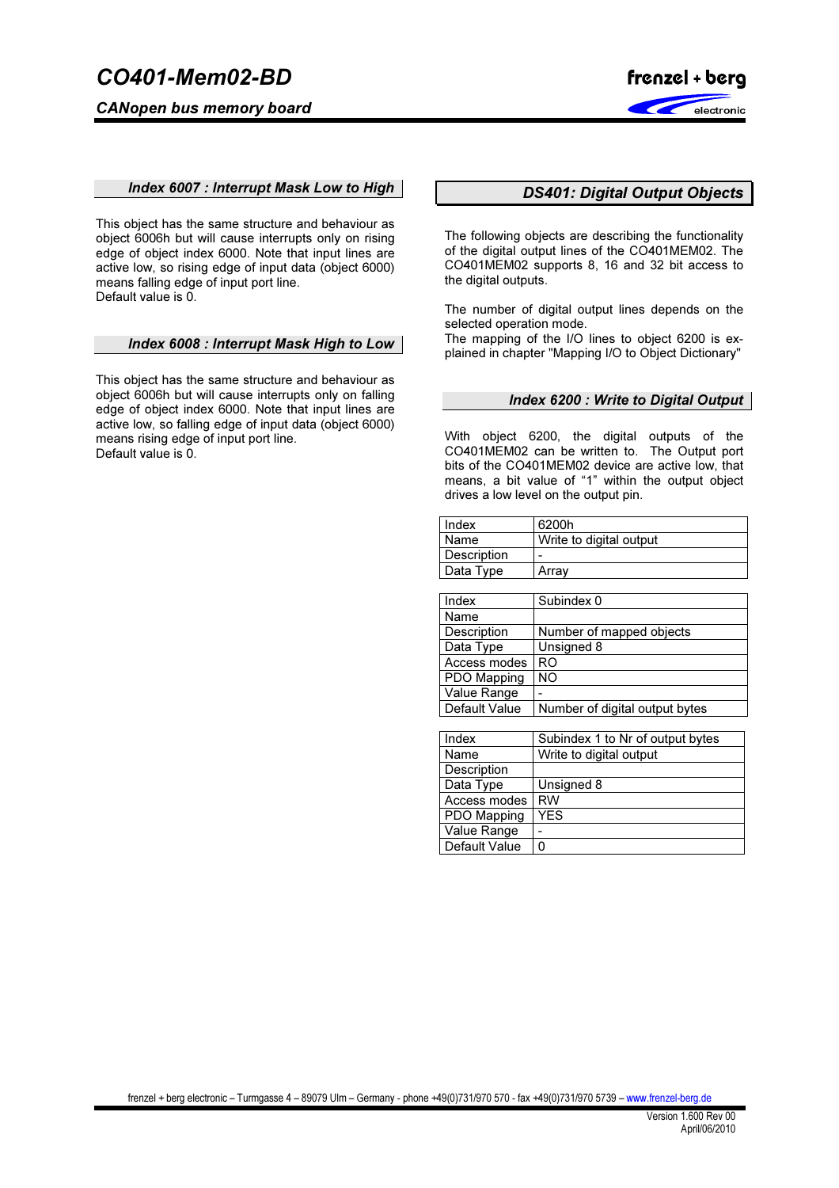### Index 6007 : Interrupt Mask Low to High

This object has the same structure and behaviour as object 6006h but will cause interrupts only on rising edge of object index 6000. Note that input lines are active low, so rising edge of input data (object 6000) means falling edge of input port line.
Default value is 0.

### Index 6008 : Interrupt Mask High to Low

This object has the same structure and behaviour as object 6006h but will cause interrupts only on falling edge of object index 6000. Note that input lines are active low, so falling edge of input data (object 6000) means rising edge of input port line.
Default value is 0.

## DS401: Digital Output Objects

The following objects are describing the functionality of the digital output lines of the CO401MEM02. The CO401MEM02 supports 8, 16 and 32 bit access to the digital outputs.

The number of digital output lines depends on the selected operation mode.
The mapping of the I/O lines to object 6200 is explained in chapter "Mapping I/O to Object Dictionary"

### Index 6200 : Write to Digital Output

With object 6200, the digital outputs of the CO401MEM02 can be written to. The Output port bits of the CO401MEM02 device are active low, that means, a bit value of “1” within the output object drives a low level on the output pin.

| Index | 6200h |
|---|---|
| Name | Write to digital output |
| Description | - |
| Data Type | Array |

| Index | Subindex 0 |
|---|---|
| Name | |
| Description | Number of mapped objects |
| Data Type | Unsigned 8 |
| Access modes | RO |
| PDO Mapping | NO |
| Value Range | - |
| Default Value | Number of digital output bytes |

| Index | Subindex 1 to Nr of output bytes |
|---|---|
| Name | Write to digital output |
| Description | |
| Data Type | Unsigned 8 |
| Access modes | RW |
| PDO Mapping | YES |
| Value Range | - |
| Default Value | 0 |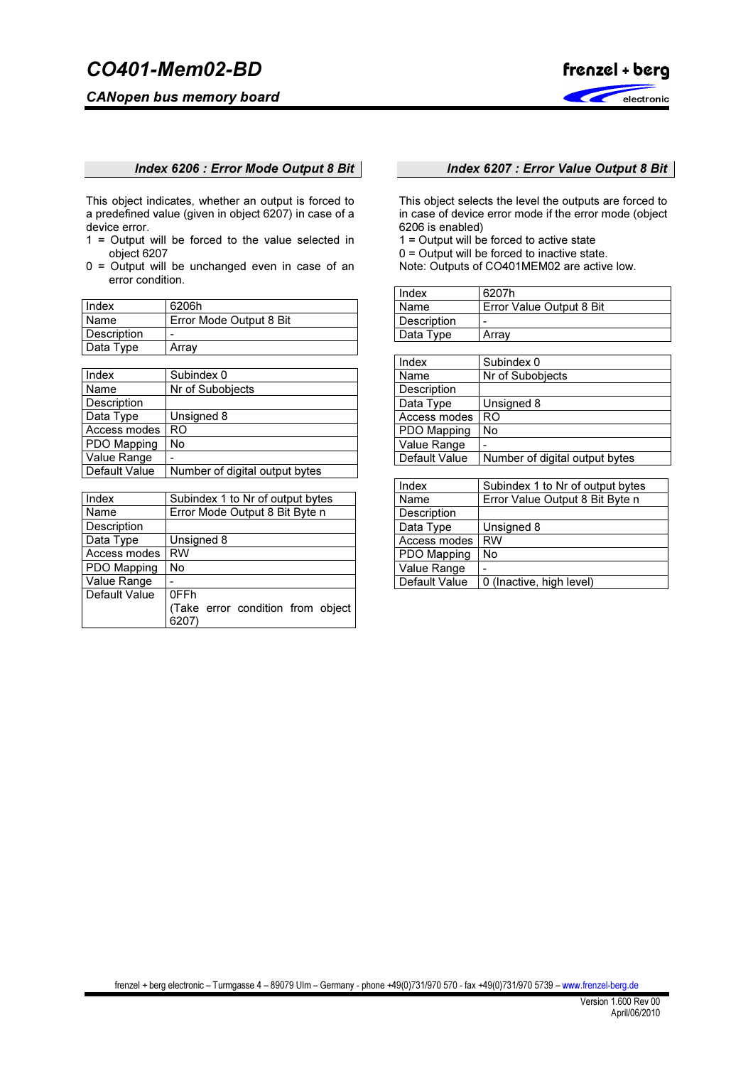### Index 6206 : Error Mode Output 8 Bit

This object indicates, whether an output is forced to a predefined value (given in object 6207) in case of a device error.

1 = Output will be forced to the value selected in object 6207

0 = Output will be unchanged even in case of an error condition.

| Index | 6206h |
|---|---|
| Name | Error Mode Output 8 Bit |
| Description | - |
| Data Type | Array |

| Index | Subindex 0 |
|---|---|
| Name | Nr of Subobjects |
| Description | |
| Data Type | Unsigned 8 |
| Access modes | RO |
| PDO Mapping | No |
| Value Range | - |
| Default Value | Number of digital output bytes |

| Index | Subindex 1 to Nr of output bytes |
|---|---|
| Name | Error Mode Output 8 Bit Byte n |
| Description | |
| Data Type | Unsigned 8 |
| Access modes | RW |
| PDO Mapping | No |
| Value Range | - |
| Default Value | 0FFh (Take error condition from object 6207) |

### Index 6207 : Error Value Output 8 Bit

This object selects the level the outputs are forced to in case of device error mode if the error mode (object 6206 is enabled)

1 = Output will be forced to active state

0 = Output will be forced to inactive state.

Note: Outputs of CO401MEM02 are active low.

| Index | 6207h |
|---|---|
| Name | Error Value Output 8 Bit |
| Description | - |
| Data Type | Array |

| Index | Subindex 0 |
|---|---|
| Name | Nr of Subobjects |
| Description | |
| Data Type | Unsigned 8 |
| Access modes | RO |
| PDO Mapping | No |
| Value Range | - |
| Default Value | Number of digital output bytes |

| Index | Subindex 1 to Nr of output bytes |
|---|---|
| Name | Error Value Output 8 Bit Byte n |
| Description | |
| Data Type | Unsigned 8 |
| Access modes | RW |
| PDO Mapping | No |
| Value Range | - |
| Default Value | 0 (Inactive, high level) |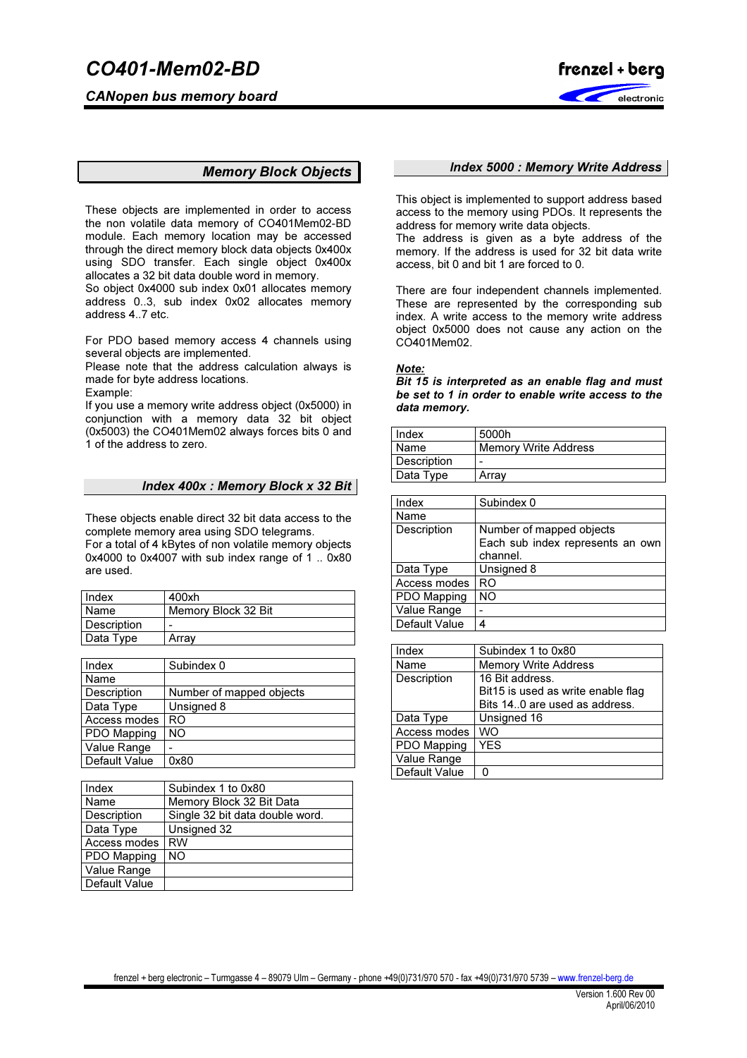## Memory Block Objects

These objects are implemented in order to access the non volatile data memory of CO401Mem02-BD module. Each memory location may be accessed through the direct memory block data objects 0x400x using SDO transfer. Each single object 0x400x allocates a 32 bit data double word in memory.
So object 0x4000 sub index 0x01 allocates memory address 0..3, sub index 0x02 allocates memory address 4..7 etc.

For PDO based memory access 4 channels using several objects are implemented.
Please note that the address calculation always is made for byte address locations.
Example:
If you use a memory write address object (0x5000) in conjunction with a memory data 32 bit object (0x5003) the CO401Mem02 always forces bits 0 and 1 of the address to zero.

### Index 400x : Memory Block x 32 Bit

These objects enable direct 32 bit data access to the complete memory area using SDO telegrams.
For a total of 4 kBytes of non volatile memory objects 0x4000 to 0x4007 with sub index range of 1 .. 0x80 are used.

| Index | 400xh |
|---|---|
| Name | Memory Block 32 Bit |
| Description | - |
| Data Type | Array |

| Index | Subindex 0 |
|---|---|
| Name | |
| Description | Number of mapped objects |
| Data Type | Unsigned 8 |
| Access modes | RO |
| PDO Mapping | NO |
| Value Range | - |
| Default Value | 0x80 |

| Index | Subindex 1 to 0x80 |
|---|---|
| Name | Memory Block 32 Bit Data |
| Description | Single 32 bit data double word. |
| Data Type | Unsigned 32 |
| Access modes | RW |
| PDO Mapping | NO |
| Value Range | |
| Default Value | |

### Index 5000 : Memory Write Address

This object is implemented to support address based access to the memory using PDOs. It represents the address for memory write data objects.
The address is given as a byte address of the memory. If the address is used for 32 bit data write access, bit 0 and bit 1 are forced to 0.

There are four independent channels implemented. These are represented by the corresponding sub index. A write access to the memory write address object 0x5000 does not cause any action on the CO401Mem02.

***Note:***
***Bit 15 is interpreted as an enable flag and must be set to 1 in order to enable write access to the data memory.***

| Index | 5000h |
|---|---|
| Name | Memory Write Address |
| Description | - |
| Data Type | Array |

| Index | Subindex 0 |
|---|---|
| Name | |
| Description | Number of mapped objects<br>Each sub index represents an own channel. |
| Data Type | Unsigned 8 |
| Access modes | RO |
| PDO Mapping | NO |
| Value Range | - |
| Default Value | 4 |

| Index | Subindex 1 to 0x80 |
|---|---|
| Name | Memory Write Address |
| Description | 16 Bit address.<br>Bit15 is used as write enable flag<br>Bits 14..0 are used as address. |
| Data Type | Unsigned 16 |
| Access modes | WO |
| PDO Mapping | YES |
| Value Range | |
| Default Value | 0 |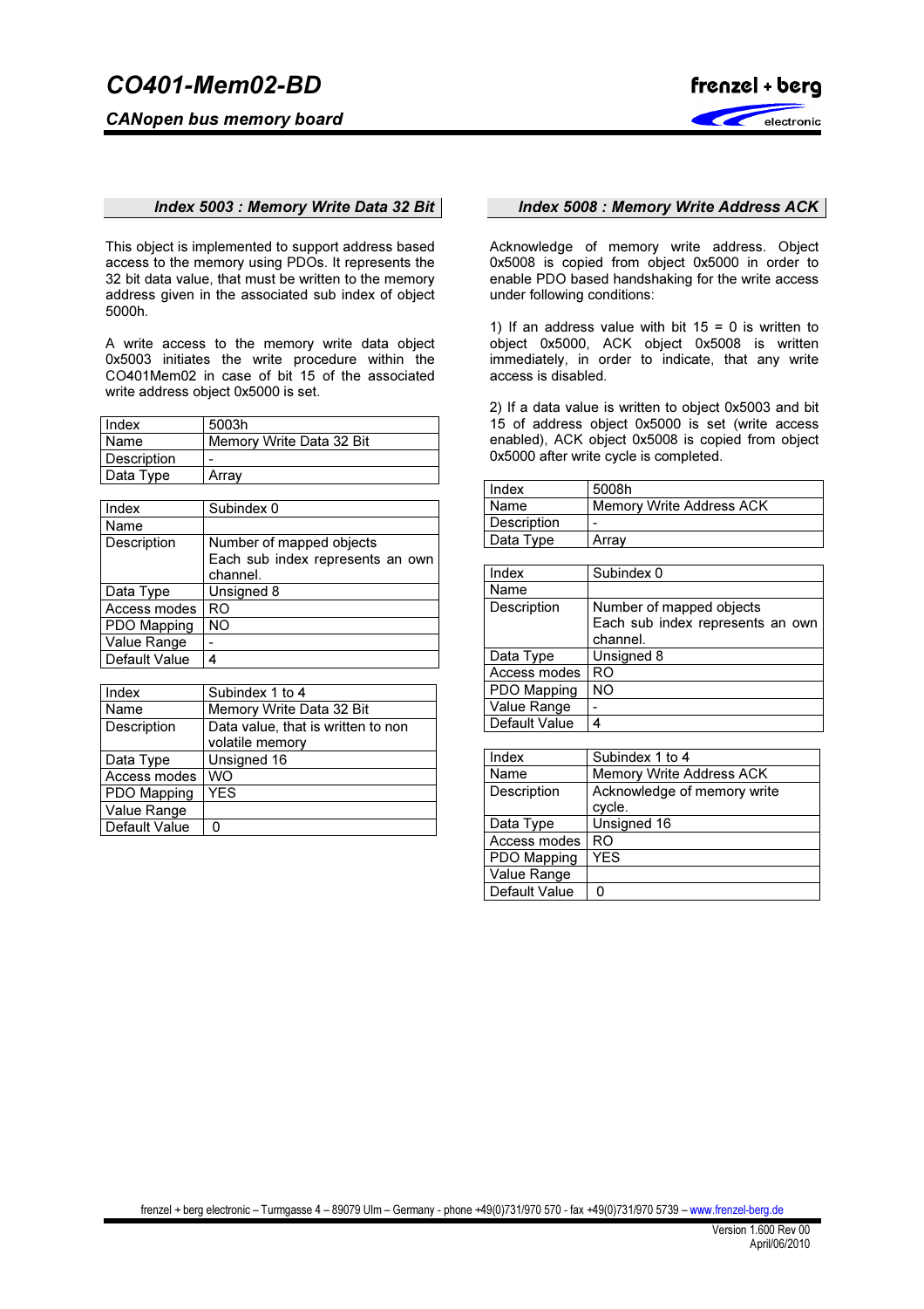## Index 5003 : Memory Write Data 32 Bit

This object is implemented to support address based access to the memory using PDOs. It represents the 32 bit data value, that must be written to the memory address given in the associated sub index of object 5000h.

A write access to the memory write data object 0x5003 initiates the write procedure within the CO401Mem02 in case of bit 15 of the associated write address object 0x5000 is set.

| Index | 5003h |
|---|---|
| Name | Memory Write Data 32 Bit |
| Description | - |
| Data Type | Array |

| Index | Subindex 0 |
|---|---|
| Name | |
| Description | Number of mapped objects<br>Each sub index represents an own channel. |
| Data Type | Unsigned 8 |
| Access modes | RO |
| PDO Mapping | NO |
| Value Range | - |
| Default Value | 4 |

| Index | Subindex 1 to 4 |
|---|---|
| Name | Memory Write Data 32 Bit |
| Description | Data value, that is written to non volatile memory |
| Data Type | Unsigned 16 |
| Access modes | WO |
| PDO Mapping | YES |
| Value Range | |
| Default Value | 0 |

## Index 5008 : Memory Write Address ACK

Acknowledge of memory write address. Object 0x5008 is copied from object 0x5000 in order to enable PDO based handshaking for the write access under following conditions:

1) If an address value with bit 15 = 0 is written to object 0x5000, ACK object 0x5008 is written immediately, in order to indicate, that any write access is disabled.

2) If a data value is written to object 0x5003 and bit 15 of address object 0x5000 is set (write access enabled), ACK object 0x5008 is copied from object 0x5000 after write cycle is completed.

| Index | 5008h |
|---|---|
| Name | Memory Write Address ACK |
| Description | - |
| Data Type | Array |

| Index | Subindex 0 |
|---|---|
| Name | |
| Description | Number of mapped objects<br>Each sub index represents an own channel. |
| Data Type | Unsigned 8 |
| Access modes | RO |
| PDO Mapping | NO |
| Value Range | - |
| Default Value | 4 |

| Index | Subindex 1 to 4 |
|---|---|
| Name | Memory Write Address ACK |
| Description | Acknowledge of memory write cycle. |
| Data Type | Unsigned 16 |
| Access modes | RO |
| PDO Mapping | YES |
| Value Range | |
| Default Value | 0 |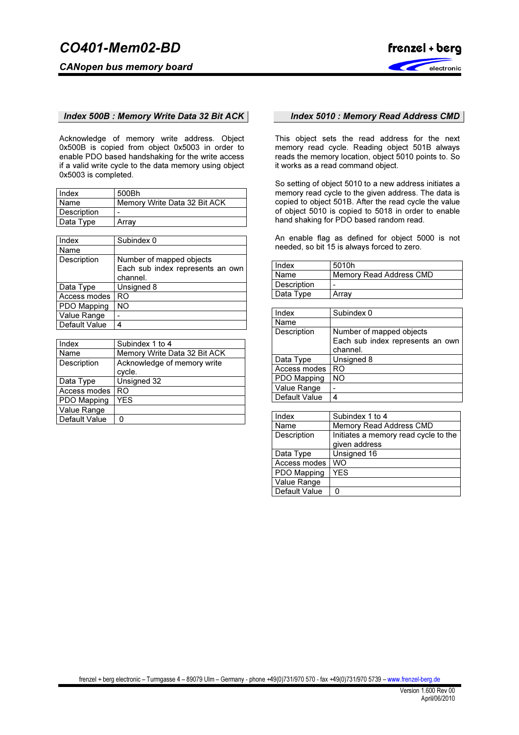## Index 500B : Memory Write Data 32 Bit ACK

Acknowledge of memory write address. Object 0x500B is copied from object 0x5003 in order to enable PDO based handshaking for the write access if a valid write cycle to the data memory using object 0x5003 is completed.

| Index | 500Bh |
|---|---|
| Name | Memory Write Data 32 Bit ACK |
| Description | - |
| Data Type | Array |

| Index | Subindex 0 |
|---|---|
| Name | |
| Description | Number of mapped objects Each sub index represents an own channel. |
| Data Type | Unsigned 8 |
| Access modes | RO |
| PDO Mapping | NO |
| Value Range | - |
| Default Value | 4 |

| Index | Subindex 1 to 4 |
|---|---|
| Name | Memory Write Data 32 Bit ACK |
| Description | Acknowledge of memory write cycle. |
| Data Type | Unsigned 32 |
| Access modes | RO |
| PDO Mapping | YES |
| Value Range | |
| Default Value | 0 |

## Index 5010 : Memory Read Address CMD

This object sets the read address for the next memory read cycle. Reading object 501B always reads the memory location, object 5010 points to. So it works as a read command object.

So setting of object 5010 to a new address initiates a memory read cycle to the given address. The data is copied to object 501B. After the read cycle the value of object 5010 is copied to 5018 in order to enable hand shaking for PDO based random read.

An enable flag as defined for object 5000 is not needed, so bit 15 is always forced to zero.

| Index | 5010h |
|---|---|
| Name | Memory Read Address CMD |
| Description | - |
| Data Type | Array |

| Index | Subindex 0 |
|---|---|
| Name | |
| Description | Number of mapped objects Each sub index represents an own channel. |
| Data Type | Unsigned 8 |
| Access modes | RO |
| PDO Mapping | NO |
| Value Range | - |
| Default Value | 4 |

| Index | Subindex 1 to 4 |
|---|---|
| Name | Memory Read Address CMD |
| Description | Initiates a memory read cycle to the given address |
| Data Type | Unsigned 16 |
| Access modes | WO |
| PDO Mapping | YES |
| Value Range | |
| Default Value | 0 |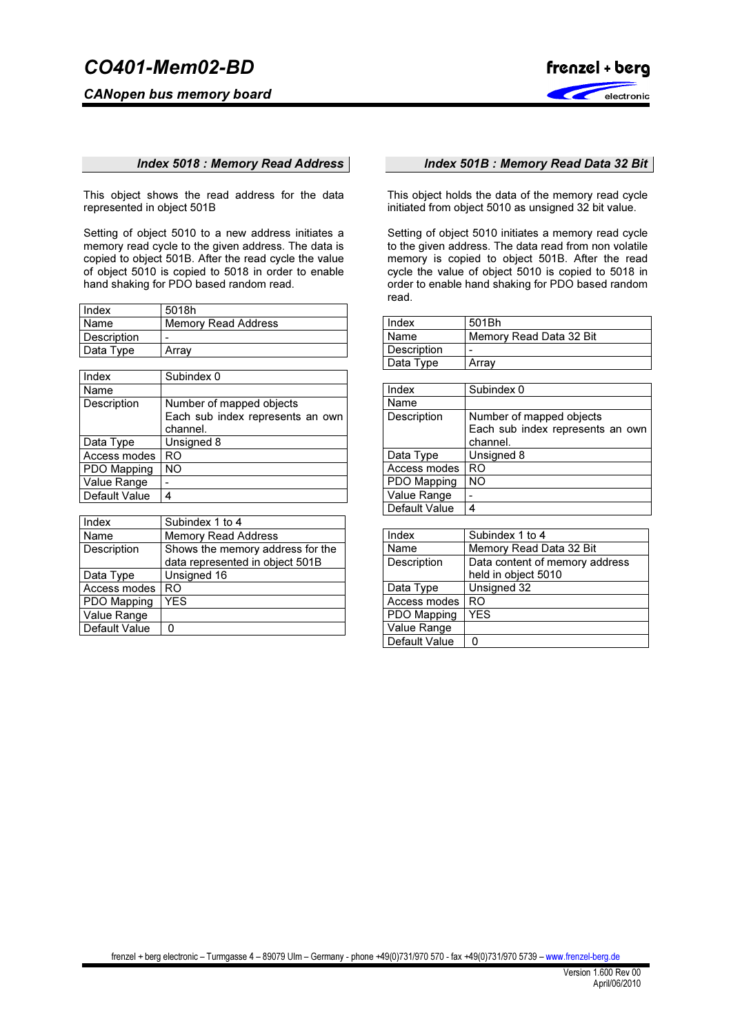### Index 5018 : Memory Read Address

This object shows the read address for the data represented in object 501B

Setting of object 5010 to a new address initiates a memory read cycle to the given address. The data is copied to object 501B. After the read cycle the value of object 5010 is copied to 5018 in order to enable hand shaking for PDO based random read.

| Index | 5018h |
|---|---|
| Name | Memory Read Address |
| Description | - |
| Data Type | Array |

| Index | Subindex 0 |
|---|---|
| Name | |
| Description | Number of mapped objects<br>Each sub index represents an own channel. |
| Data Type | Unsigned 8 |
| Access modes | RO |
| PDO Mapping | NO |
| Value Range | - |
| Default Value | 4 |

| Index | Subindex 1 to 4 |
|---|---|
| Name | Memory Read Address |
| Description | Shows the memory address for the data represented in object 501B |
| Data Type | Unsigned 16 |
| Access modes | RO |
| PDO Mapping | YES |
| Value Range | |
| Default Value | 0 |

### Index 501B : Memory Read Data 32 Bit

This object holds the data of the memory read cycle initiated from object 5010 as unsigned 32 bit value.

Setting of object 5010 initiates a memory read cycle to the given address. The data read from non volatile memory is copied to object 501B. After the read cycle the value of object 5010 is copied to 5018 in order to enable hand shaking for PDO based random read.

| Index | 501Bh |
|---|---|
| Name | Memory Read Data 32 Bit |
| Description | - |
| Data Type | Array |

| Index | Subindex 0 |
|---|---|
| Name | |
| Description | Number of mapped objects<br>Each sub index represents an own channel. |
| Data Type | Unsigned 8 |
| Access modes | RO |
| PDO Mapping | NO |
| Value Range | - |
| Default Value | 4 |

| Index | Subindex 1 to 4 |
|---|---|
| Name | Memory Read Data 32 Bit |
| Description | Data content of memory address held in object 5010 |
| Data Type | Unsigned 32 |
| Access modes | RO |
| PDO Mapping | YES |
| Value Range | |
| Default Value | 0 |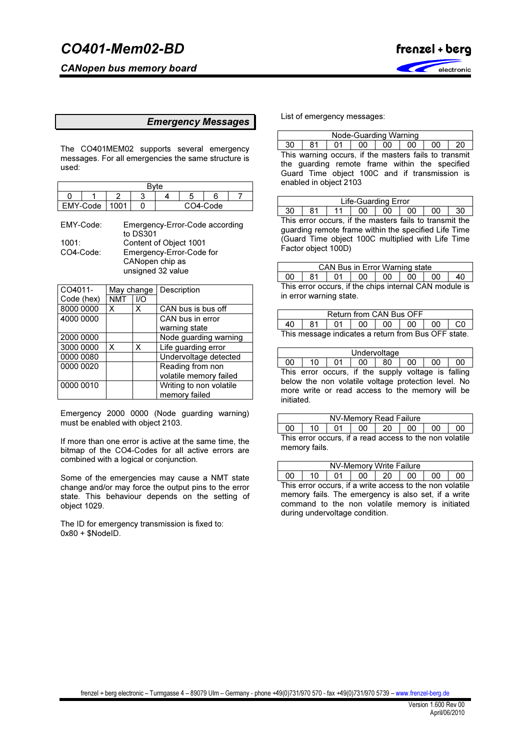## Emergency Messages

The CO401MEM02 supports several emergency messages. For all emergencies the same structure is used:

| Byte | | | | | | | |
|---|---|---|---|---|---|---|---|
| 0 | 1 | 2 | 3 | 4 | 5 | 6 | 7 |
| EMY-Code | | 1001 | 0 | CO4-Code | | | |

EMY-Code: Emergency-Error-Code according to DS301

1001: Content of Object 1001

CO4-Code: Emergency-Error-Code for CANopen chip as unsigned 32 value

| CO4011-Code (hex) | May change NMT | May change I/O | Description |
|---|---|---|---|
| 8000 0000 | X | X | CAN bus is bus off |
| 4000 0000 | | | CAN bus in error warning state |
| 2000 0000 | | | Node guarding warning |
| 3000 0000 | X | X | Life guarding error |
| 0000 0080 | | | Undervoltage detected |
| 0000 0020 | | | Reading from non volatile memory failed |
| 0000 0010 | | | Writing to non volatile memory failed |

Emergency 2000 0000 (Node guarding warning) must be enabled with object 2103.

If more than one error is active at the same time, the bitmap of the CO4-Codes for all active errors are combined with a logical or conjunction.

Some of the emergencies may cause a NMT state change and/or may force the output pins to the error state. This behaviour depends on the setting of object 1029.

The ID for emergency transmission is fixed to:
0x80 + $NodeID.

List of emergency messages:

| Node-Guarding Warning | | | | | | | |
|---|---|---|---|---|---|---|---|
| 30 | 81 | 01 | 00 | 00 | 00 | 00 | 20 |

This warning occurs, if the masters fails to transmit the guarding remote frame within the specified Guard Time object 100C and if transmission is enabled in object 2103

| Life-Guarding Error | | | | | | | |
|---|---|---|---|---|---|---|---|
| 30 | 81 | 11 | 00 | 00 | 00 | 00 | 30 |

This error occurs, if the masters fails to transmit the guarding remote frame within the specified Life Time (Guard Time object 100C multiplied with Life Time Factor object 100D)

| CAN Bus in Error Warning state | | | | | | | |
|---|---|---|---|---|---|---|---|
| 00 | 81 | 01 | 00 | 00 | 00 | 00 | 40 |

This error occurs, if the chips internal CAN module is in error warning state.

| Return from CAN Bus OFF | | | | | | | |
|---|---|---|---|---|---|---|---|
| 40 | 81 | 01 | 00 | 00 | 00 | 00 | C0 |

This message indicates a return from Bus OFF state.

| Undervoltage | | | | | | | |
|---|---|---|---|---|---|---|---|
| 00 | 10 | 01 | 00 | 80 | 00 | 00 | 00 |

This error occurs, if the supply voltage is falling below the non volatile voltage protection level. No more write or read access to the memory will be initiated.

| NV-Memory Read Failure | | | | | | | |
|---|---|---|---|---|---|---|---|
| 00 | 10 | 01 | 00 | 20 | 00 | 00 | 00 |

This error occurs, if a read access to the non volatile memory fails.

| NV-Memory Write Failure | | | | | | | |
|---|---|---|---|---|---|---|---|
| 00 | 10 | 01 | 00 | 20 | 00 | 00 | 00 |

This error occurs, if a write access to the non volatile memory fails. The emergency is also set, if a write command to the non volatile memory is initiated during undervoltage condition.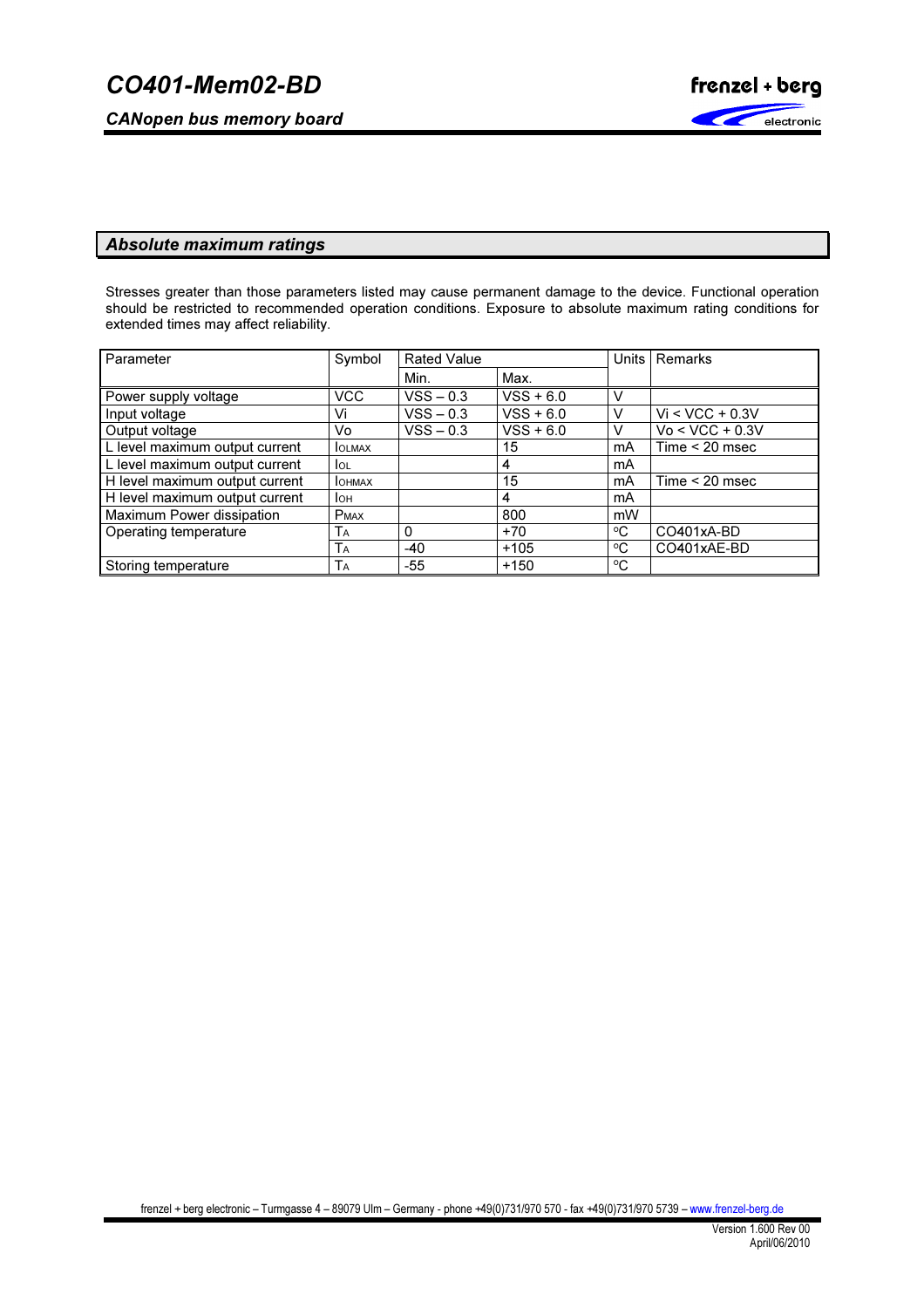## Absolute maximum ratings

Stresses greater than those parameters listed may cause permanent damage to the device. Functional operation should be restricted to recommended operation conditions. Exposure to absolute maximum rating conditions for extended times may affect reliability.

| Parameter | Symbol | Rated Value | | Units | Remarks |
|---|---|---|---|---|---|
| | | Min. | Max. | | |
| Power supply voltage | VCC | VSS – 0.3 | VSS + 6.0 | V | |
| Input voltage | Vi | VSS – 0.3 | VSS + 6.0 | V | Vi < VCC + 0.3V |
| Output voltage | Vo | VSS – 0.3 | VSS + 6.0 | V | Vo < VCC + 0.3V |
| L level maximum output current | $I_{OLMAX}$ | | 15 | mA | Time < 20 msec |
| L level maximum output current | $I_{OL}$ | | 4 | mA | |
| H level maximum output current | $I_{OHMAX}$ | | 15 | mA | Time < 20 msec |
| H level maximum output current | $I_{OH}$ | | 4 | mA | |
| Maximum Power dissipation | $P_{MAX}$ | | 800 | mW | |
| Operating temperature | $T_A$ | 0 | +70 | °C | CO401xA-BD |
| | $T_A$ | -40 | +105 | °C | CO401xAE-BD |
| Storing temperature | $T_A$ | -55 | +150 | °C | |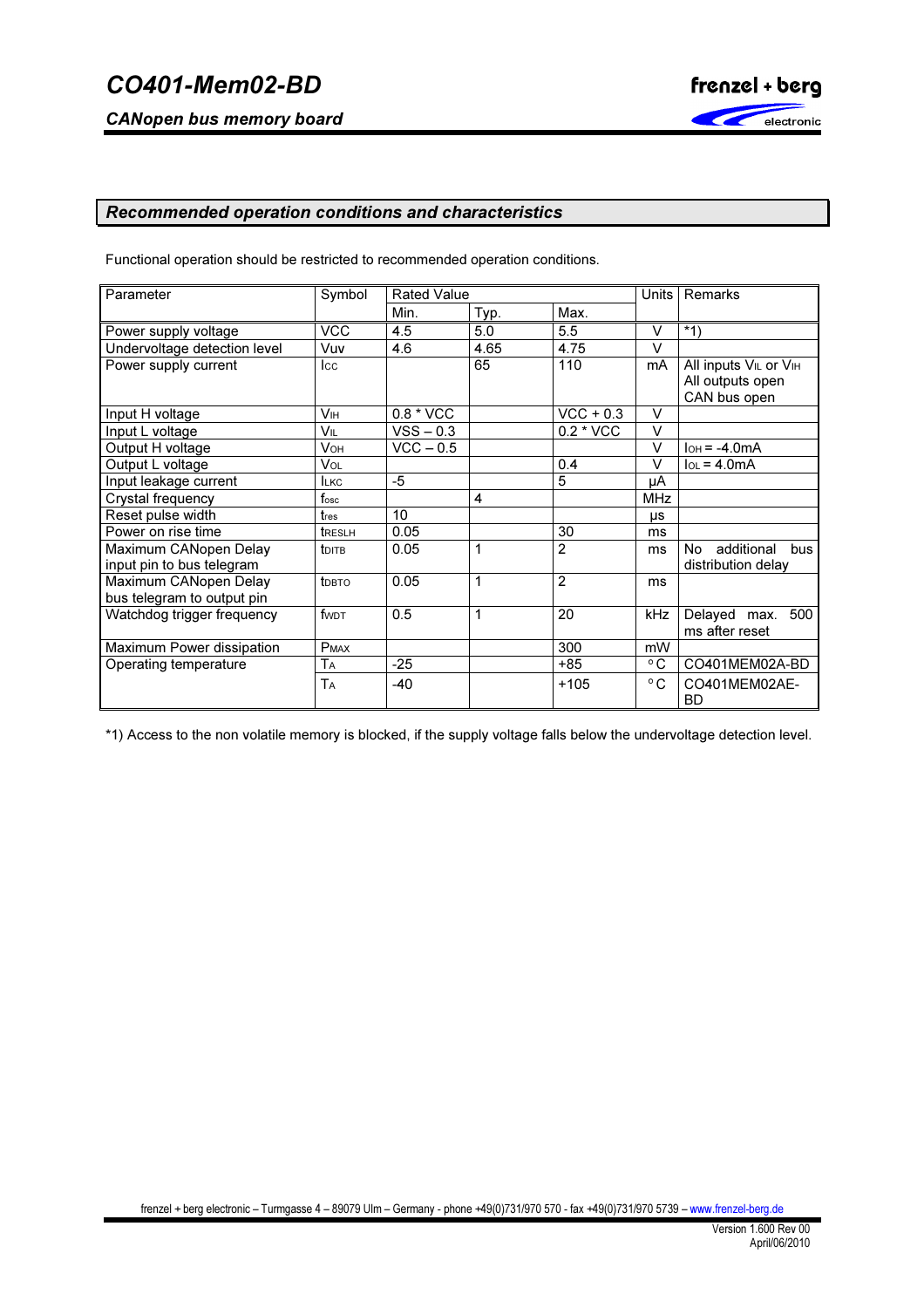## Recommended operation conditions and characteristics

Functional operation should be restricted to recommended operation conditions.

| Parameter | Symbol | Rated Value | | | Units | Remarks |
|---|---|---|---|---|---|---|
| | | Min. | Typ. | Max. | | |
| Power supply voltage | VCC | 4.5 | 5.0 | 5.5 | V | *1) |
| Undervoltage detection level | Vuv | 4.6 | 4.65 | 4.75 | V | |
| Power supply current | $I_{CC}$ | | 65 | 110 | mA | All inputs $V_{IL}$ or $V_{IH}$ All outputs open CAN bus open |
| Input H voltage | $V_{IH}$ | 0.8 * VCC | | VCC + 0.3 | V | |
| Input L voltage | $V_{IL}$ | VSS – 0.3 | | 0.2 * VCC | V | |
| Output H voltage | $V_{OH}$ | VCC – 0.5 | | | V | $I_{OH}$ = -4.0mA |
| Output L voltage | $V_{OL}$ | | | 0.4 | V | $I_{OL}$ = 4.0mA |
| Input leakage current | $I_{LKC}$ | -5 | | 5 | µA | |
| Crystal frequency | $f_{osc}$ | | 4 | | MHz | |
| Reset pulse width | $t_{res}$ | 10 | | | µs | |
| Power on rise time | $t_{RESLH}$ | 0.05 | | 30 | ms | |
| Maximum CANopen Delay input pin to bus telegram | $t_{DITB}$ | 0.05 | 1 | 2 | ms | No additional bus distribution delay |
| Maximum CANopen Delay bus telegram to output pin | $t_{DBTO}$ | 0.05 | 1 | 2 | ms | |
| Watchdog trigger frequency | $f_{WDT}$ | 0.5 | 1 | 20 | kHz | Delayed max. 500 ms after reset |
| Maximum Power dissipation | $P_{MAX}$ | | | 300 | mW | |
| Operating temperature | $T_A$ | -25 | | +85 | °C | CO401MEM02A-BD |
| | $T_A$ | -40 | | +105 | °C | CO401MEM02AE-BD |

*1) Access to the non volatile memory is blocked, if the supply voltage falls below the undervoltage detection level.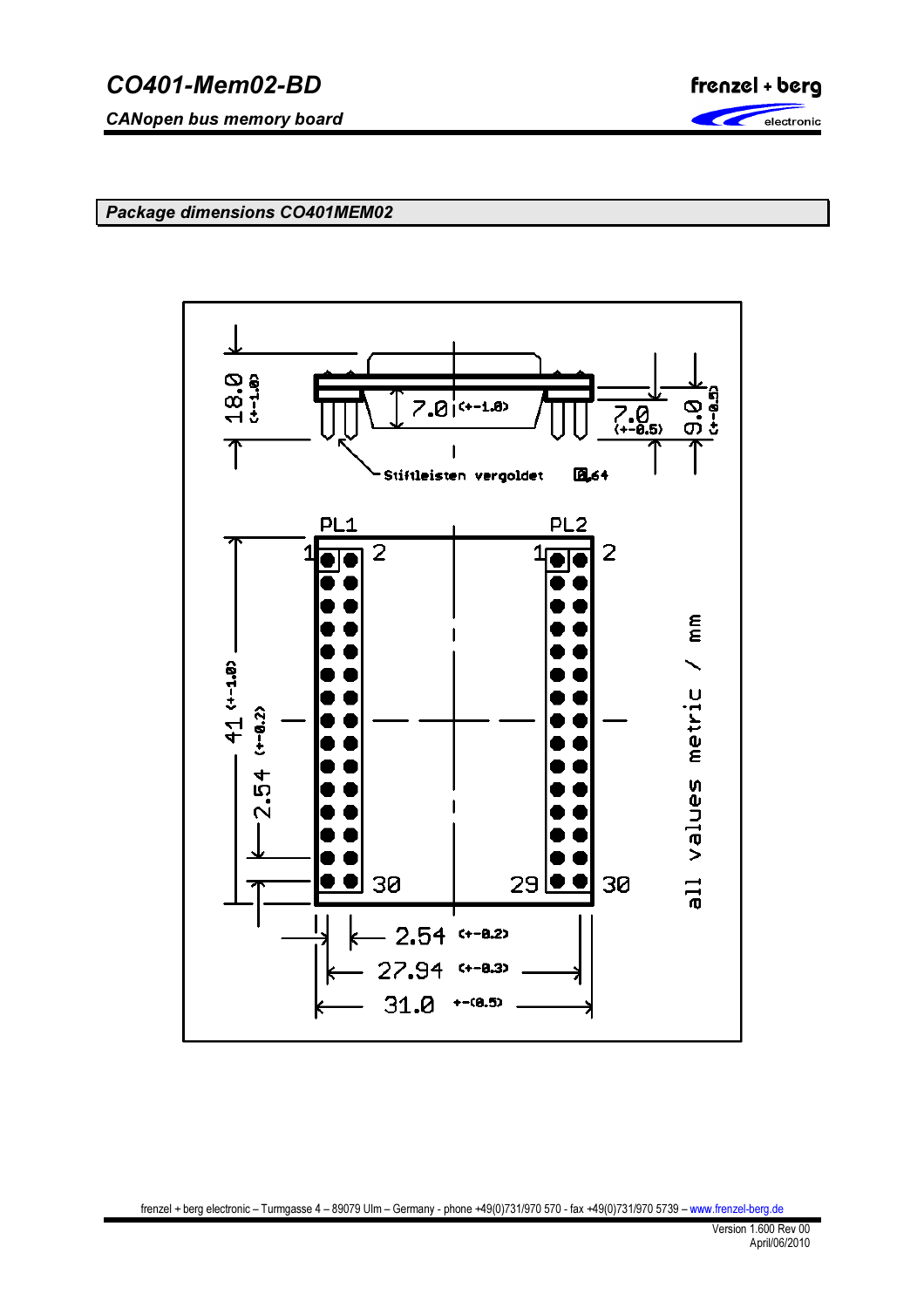## Package dimensions CO401MEM02

18.0 (+-1.0)

7.0 (+-1.0)

7.0 (+-0.5)

9.0 (+-0.5)

Stiftleisten vergoldet 0.64

PL1

PL2

1 2

1 2

30

29 30

41 (+-1.0)

2.54 (+-0.2)

2.54 (+-0.2)

27.94 (+-0.3)

31.0 +-(0.5)

all values metric / mm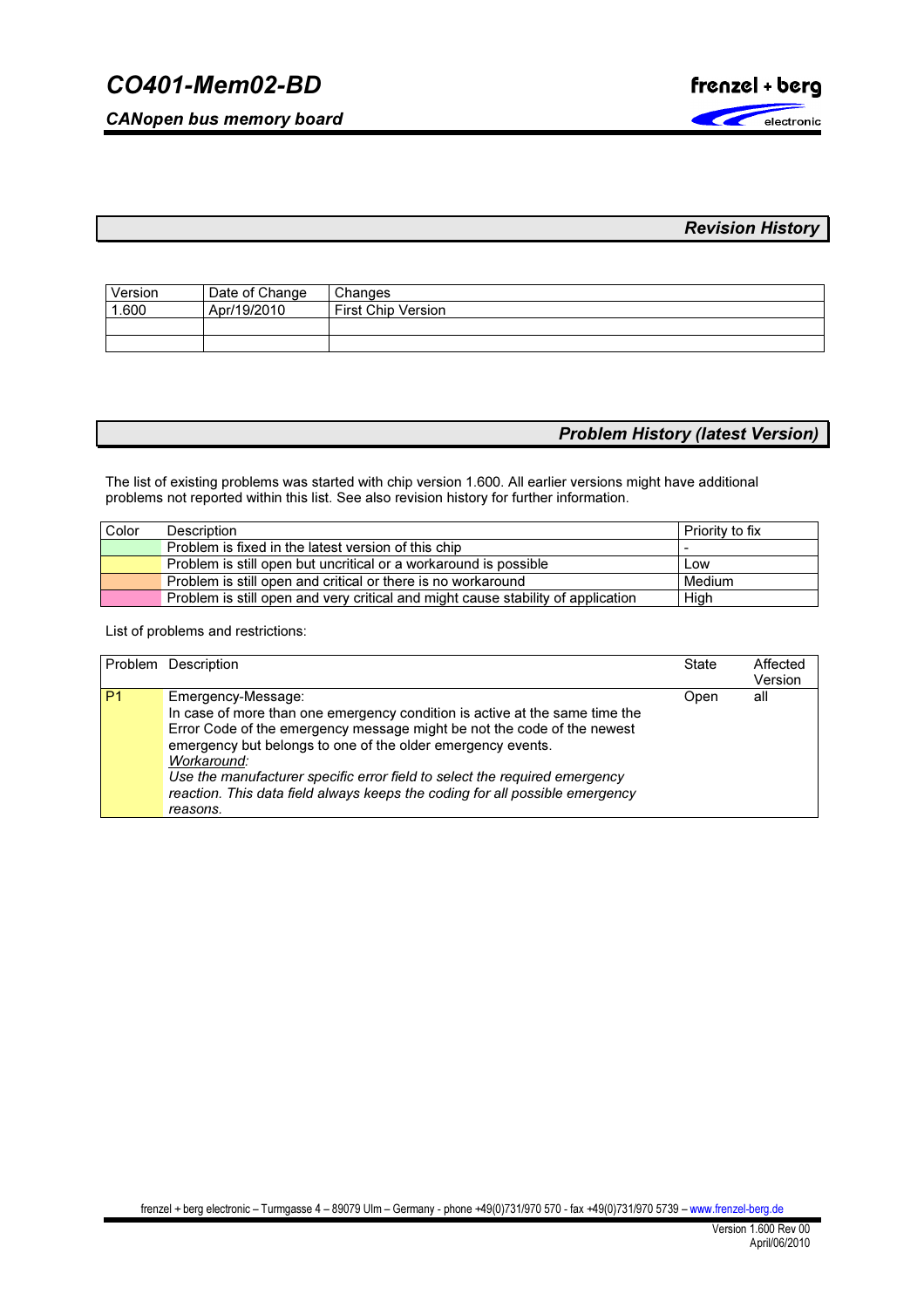## Revision History

| Version | Date of Change | Changes |
|---|---|---|
| 1.600 | Apr/19/2010 | First Chip Version |
| | | |
| | | |

## Problem History (latest Version)

The list of existing problems was started with chip version 1.600. All earlier versions might have additional problems not reported within this list. See also revision history for further information.

| Color | Description | Priority to fix |
|---|---|---|
| (green) | Problem is fixed in the latest version of this chip | - |
| (yellow) | Problem is still open but uncritical or a workaround is possible | Low |
| (orange) | Problem is still open and critical or there is no workaround | Medium |
| (pink) | Problem is still open and very critical and might cause stability of application | High |

List of problems and restrictions:

| Problem | Description | State | Affected Version |
|---|---|---|---|
| P1 | Emergency-Message:<br>In case of more than one emergency condition is active at the same time the Error Code of the emergency message might be not the code of the newest emergency but belongs to one of the older emergency events.<br>*Workaround:*<br>*Use the manufacturer specific error field to select the required emergency reaction. This data field always keeps the coding for all possible emergency reasons.* | Open | all |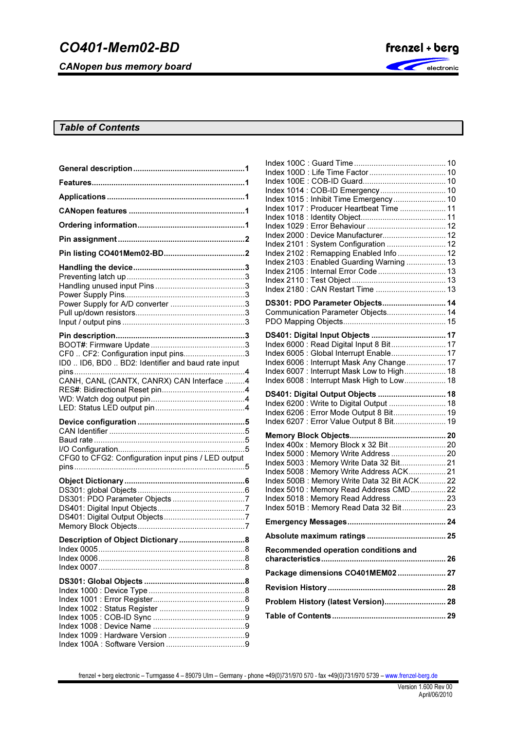## Table of Contents

**General description** ... 1

**Features** ... 1

**Applications** ... 1

**CANopen features** ... 1

**Ordering information** ... 1

**Pin assignment** ... 2

**Pin listing CO401Mem02-BD** ... 2

**Handling the device** ... 3
- Preventing latch up ... 3
- Handling unused input Pins ... 3
- Power Supply Pins ... 3
- Power Supply for A/D converter ... 3
- Pull up/down resistors ... 3
- Input / output pins ... 3

**Pin description** ... 3
- BOOT#: Firmware Update ... 3
- CF0 .. CF2: Configuration input pins ... 3
- ID0 .. ID6, BD0 .. BD2: Identifier and baud rate input pins ... 4
- CANH, CANL (CANTX, CANRX) CAN Interface ... 4
- RES#: Bidirectional Reset pin ... 4
- WD: Watch dog output pin ... 4
- LED: Status LED output pin ... 4

**Device configuration** ... 5
- CAN Identifier ... 5
- Baud rate ... 5
- I/O Configuration ... 5
- CFG0 to CFG2: Configuration input pins / LED output pins ... 5

**Object Dictionary** ... 6
- DS301: global Objects ... 6
- DS301: PDO Parameter Objects ... 7
- DS401: Digital Input Objects ... 7
- DS401: Digital Output Objects ... 7
- Memory Block Objects ... 7

**Description of Object Dictionary** ... 8
- Index 0005 ... 8
- Index 0006 ... 8
- Index 0007 ... 8

**DS301: Global Objects** ... 8
- Index 1000 : Device Type ... 8
- Index 1001 : Error Register ... 8
- Index 1002 : Status Register ... 9
- Index 1005 : COB-ID Sync ... 9
- Index 1008 : Device Name ... 9
- Index 1009 : Hardware Version ... 9
- Index 100A : Software Version ... 9
- Index 100C : Guard Time ... 10
- Index 100D : Life Time Factor ... 10
- Index 100E : COB-ID Guard ... 10
- Index 1014 : COB-ID Emergency ... 10
- Index 1015 : Inhibit Time Emergency ... 10
- Index 1017 : Producer Heartbeat Time ... 11
- Index 1018 : Identity Object ... 11
- Index 1029 : Error Behaviour ... 12
- Index 2000 : Device Manufacturer ... 12
- Index 2101 : System Configuration ... 12
- Index 2102 : Remapping Enabled Info ... 12
- Index 2103 : Enabled Guarding Warning ... 13
- Index 2105 : Internal Error Code ... 13
- Index 2110 : Test Object ... 13
- Index 2180 : CAN Restart Time ... 13

**DS301: PDO Parameter Objects** ... 14
- Communication Parameter Objects ... 14
- PDO Mapping Objects ... 15

**DS401: Digital Input Objects** ... 17
- Index 6000 : Read Digital Input 8 Bit ... 17
- Index 6005 : Global Interrupt Enable ... 17
- Index 6006 : Interrupt Mask Any Change ... 17
- Index 6007 : Interrupt Mask Low to High ... 18
- Index 6008 : Interrupt Mask High to Low ... 18

**DS401: Digital Output Objects** ... 18
- Index 6200 : Write to Digital Output ... 18
- Index 6206 : Error Mode Output 8 Bit ... 19
- Index 6207 : Error Value Output 8 Bit ... 19

**Memory Block Objects** ... 20
- Index 400x : Memory Block x 32 Bit ... 20
- Index 5000 : Memory Write Address ... 20
- Index 5003 : Memory Write Data 32 Bit ... 21
- Index 5008 : Memory Write Address ACK ... 21
- Index 500B : Memory Write Data 32 Bit ACK ... 22
- Index 5010 : Memory Read Address CMD ... 22
- Index 5018 : Memory Read Address ... 23
- Index 501B : Memory Read Data 32 Bit ... 23

**Emergency Messages** ... 24

**Absolute maximum ratings** ... 25

**Recommended operation conditions and characteristics** ... 26

**Package dimensions CO401MEM02** ... 27

**Revision History** ... 28

**Problem History (latest Version)** ... 28

**Table of Contents** ... 29